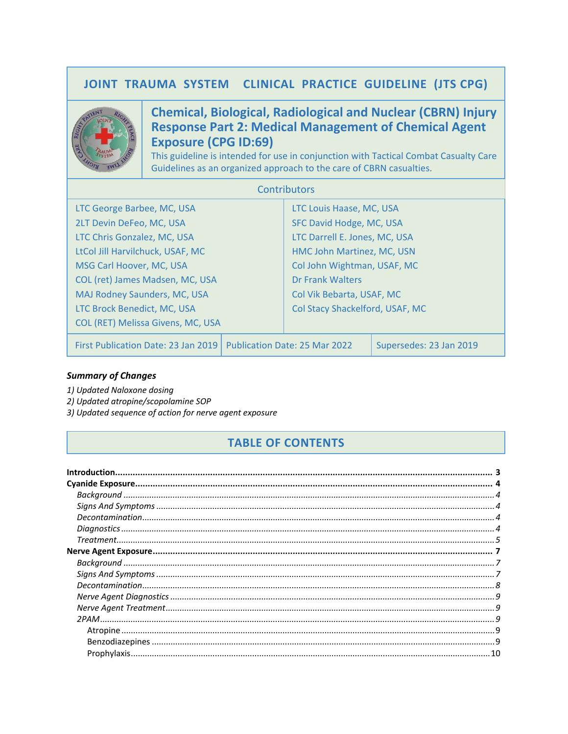# JOINT TRAUMA SYSTEM CLINICAL PRACTICE GUIDELINE (JTS CPG)

## Chemical, Biological, Radiological and Nuclear (CBRN) Injury Response Part 2: Medical Management of Chemical Agent Exposure (CPG ID:69)

This guideline is intended for use in conjunction with Tactical Combat Casualty Care Guidelines as an organized approach to the care of CBRN casualties.

### Contributors

| | |
|---|---|
| LTC George Barbee, MC, USA | LTC Louis Haase, MC, USA |
| 2LT Devin DeFeo, MC, USA | SFC David Hodge, MC, USA |
| LTC Chris Gonzalez, MC, USA | LTC Darrell E. Jones, MC, USA |
| LtCol Jill Harvilchuck, USAF, MC | HMC John Martinez, MC, USN |
| MSG Carl Hoover, MC, USA | Col John Wightman, USAF, MC |
| COL (ret) James Madsen, MC, USA | Dr Frank Walters |
| MAJ Rodney Saunders, MC, USA | Col Vik Bebarta, USAF, MC |
| LTC Brock Benedict, MC, USA | Col Stacy Shackelford, USAF, MC |
| COL (RET) Melissa Givens, MC, USA | |

| First Publication Date: 23 Jan 2019 | Publication Date: 25 Mar 2022 | Supersedes: 23 Jan 2019 |
|---|---|---|

***Summary of Changes***

*1) Updated Naloxone dosing*
*2) Updated atropine/scopolamine SOP*
*3) Updated sequence of action for nerve agent exposure*

## TABLE OF CONTENTS

**Introduction** .......... **3**
**Cyanide Exposure** .......... **4**
- *Background* .......... *4*
- *Signs And Symptoms* .......... *4*
- *Decontamination* .......... *4*
- *Diagnostics* .......... *4*
- *Treatment* .......... *5*

**Nerve Agent Exposure** .......... **7**
- *Background* .......... *7*
- *Signs And Symptoms* .......... *7*
- *Decontamination* .......... *8*
- *Nerve Agent Diagnostics* .......... *9*
- *Nerve Agent Treatment* .......... *9*
- *2PAM* .......... *9*
  - Atropine .......... 9
  - Benzodiazepines .......... 9
  - Prophylaxis .......... 10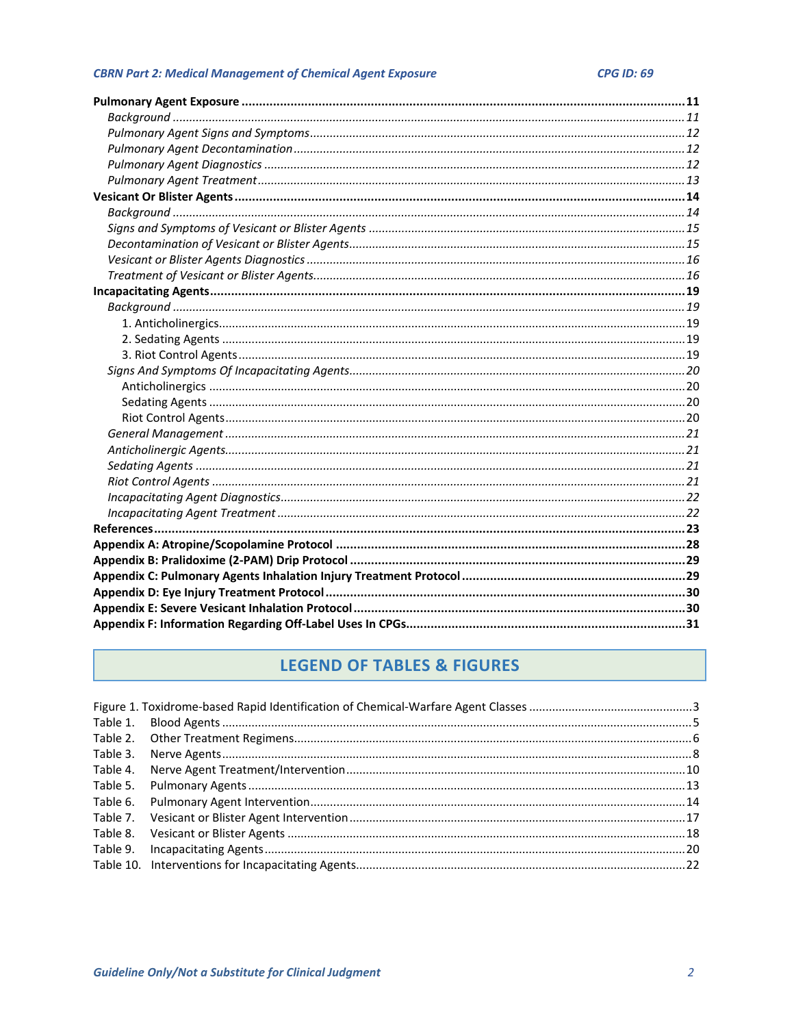**Pulmonary Agent Exposure** ..... 11

*Background* ..... 11

*Pulmonary Agent Signs and Symptoms* ..... 12

*Pulmonary Agent Decontamination* ..... 12

*Pulmonary Agent Diagnostics* ..... 12

*Pulmonary Agent Treatment* ..... 13

**Vesicant Or Blister Agents** ..... 14

*Background* ..... 14

*Signs and Symptoms of Vesicant or Blister Agents* ..... 15

*Decontamination of Vesicant or Blister Agents* ..... 15

*Vesicant or Blister Agents Diagnostics* ..... 16

*Treatment of Vesicant or Blister Agents* ..... 16

**Incapacitating Agents** ..... 19

*Background* ..... 19

1. Anticholinergics ..... 19
2. Sedating Agents ..... 19
3. Riot Control Agents ..... 19

*Signs And Symptoms Of Incapacitating Agents* ..... 20

Anticholinergics ..... 20

Sedating Agents ..... 20

Riot Control Agents ..... 20

*General Management* ..... 21

*Anticholinergic Agents* ..... 21

*Sedating Agents* ..... 21

*Riot Control Agents* ..... 21

*Incapacitating Agent Diagnostics* ..... 22

*Incapacitating Agent Treatment* ..... 22

**References** ..... 23

**Appendix A: Atropine/Scopolamine Protocol** ..... 28

**Appendix B: Pralidoxime (2-PAM) Drip Protocol** ..... 29

**Appendix C: Pulmonary Agents Inhalation Injury Treatment Protocol** ..... 29

**Appendix D: Eye Injury Treatment Protocol** ..... 30

**Appendix E: Severe Vesicant Inhalation Protocol** ..... 30

**Appendix F: Information Regarding Off-Label Uses In CPGs** ..... 31

## LEGEND OF TABLES & FIGURES

Figure 1. Toxidrome-based Rapid Identification of Chemical-Warfare Agent Classes ..... 3

Table 1. Blood Agents ..... 5

Table 2. Other Treatment Regimens ..... 6

Table 3. Nerve Agents ..... 8

Table 4. Nerve Agent Treatment/Intervention ..... 10

Table 5. Pulmonary Agents ..... 13

Table 6. Pulmonary Agent Intervention ..... 14

Table 7. Vesicant or Blister Agent Intervention ..... 17

Table 8. Vesicant or Blister Agents ..... 18

Table 9. Incapacitating Agents ..... 20

Table 10. Interventions for Incapacitating Agents ..... 22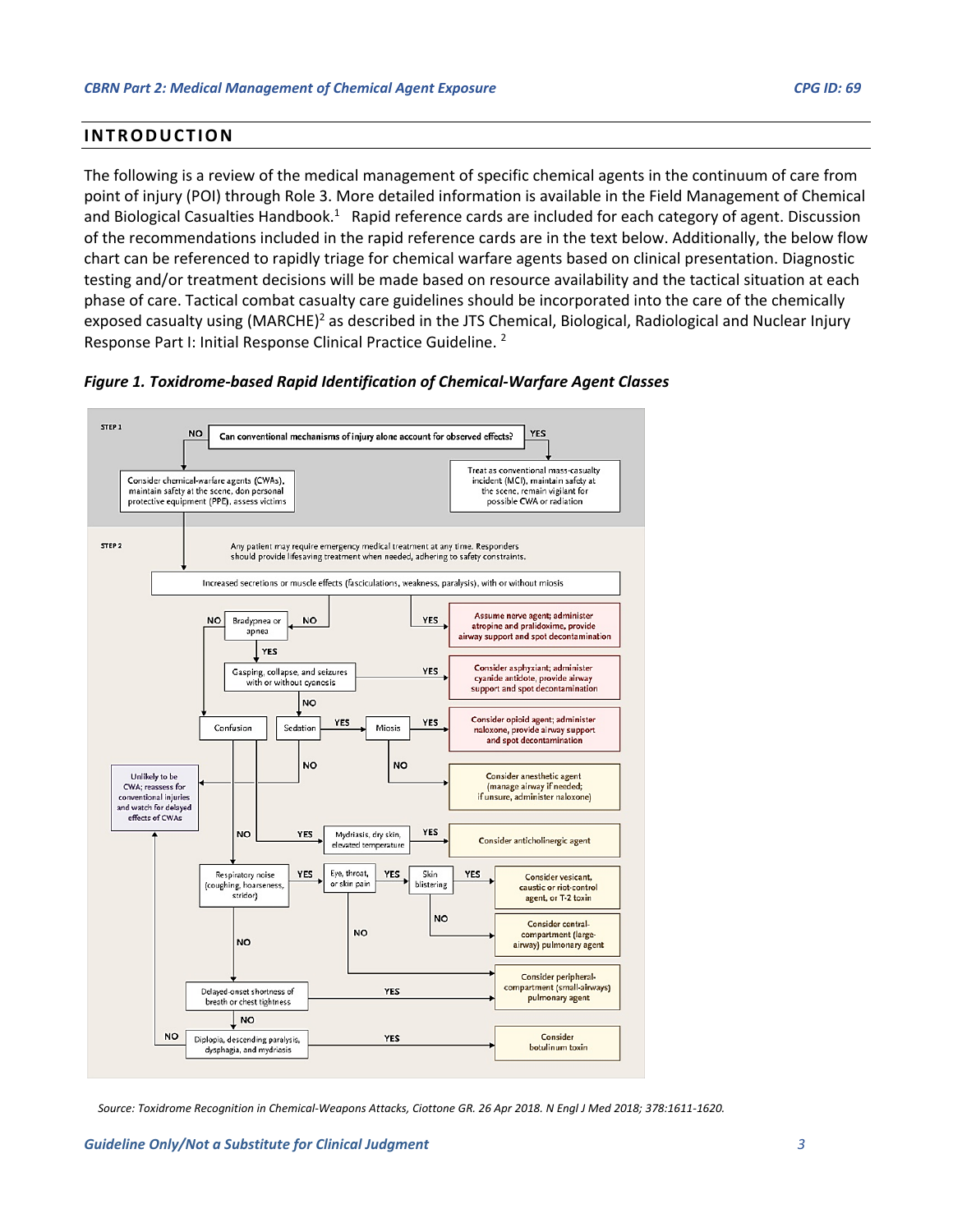## INTRODUCTION

The following is a review of the medical management of specific chemical agents in the continuum of care from point of injury (POI) through Role 3. More detailed information is available in the Field Management of Chemical and Biological Casualties Handbook.[1] Rapid reference cards are included for each category of agent. Discussion of the recommendations included in the rapid reference cards are in the text below. Additionally, the below flow chart can be referenced to rapidly triage for chemical warfare agents based on clinical presentation. Diagnostic testing and/or treatment decisions will be made based on resource availability and the tactical situation at each phase of care. Tactical combat casualty care guidelines should be incorporated into the care of the chemically exposed casualty using (MARCHE)[2] as described in the JTS Chemical, Biological, Radiological and Nuclear Injury Response Part I: Initial Response Clinical Practice Guideline. [2]

***Figure 1. Toxidrome-based Rapid Identification of Chemical-Warfare Agent Classes***

**STEP 1**

Can conventional mechanisms of injury alone account for observed effects?

- YES → Treat as conventional mass-casualty incident (MCI), maintain safety at the scene, remain vigilant for possible CWA or radiation
- NO → Consider chemical-warfare agents (CWAs), maintain safety at the scene, don personal protective equipment (PPE), assess victims

**STEP 2**

Any patient may require emergency medical treatment at any time. Responders should provide lifesaving treatment when needed, adhering to safety constraints.

Increased secretions or muscle effects (fasciculations, weakness, paralysis), with or without miosis

- YES → Assume nerve agent; administer atropine and pralidoxime, provide airway support and spot decontamination
- NO → Bradypnea or apnea
  - YES → Gasping, collapse, and seizures with or without cyanosis
    - YES → Consider asphyxiant; administer cyanide antidote, provide airway support and spot decontamination
    - NO → Sedation
      - YES → Miosis
        - YES → Consider opioid agent; administer naloxone, provide airway support and spot decontamination
        - NO → Consider anesthetic agent (manage airway if needed; if unsure, administer naloxone)
      - NO → Unlikely to be CWA; reassess for conventional injuries and watch for delayed effects of CWAs
  - NO → Confusion
    - YES → Mydriasis, dry skin, elevated temperature
      - YES → Consider anticholinergic agent
      - NO → Unlikely to be CWA; reassess for conventional injuries and watch for delayed effects of CWAs
    - NO → Respiratory noise (coughing, hoarseness, stridor)
      - YES → Eye, throat, or skin pain
        - YES → Skin blistering
          - YES → Consider vesicant, caustic or riot-control agent, or T-2 toxin
          - NO → Consider central-compartment (large-airway) pulmonary agent
        - NO → Consider peripheral-compartment (small-airways) pulmonary agent
      - NO → Delayed-onset shortness of breath or chest tightness
        - YES → Consider peripheral-compartment (small-airways) pulmonary agent
        - NO → Diplopia, descending paralysis, dysphagia, and mydriasis
          - YES → Consider botulinum toxin
          - NO → Unlikely to be CWA; reassess for conventional injuries and watch for delayed effects of CWAs

*Source: Toxidrome Recognition in Chemical-Weapons Attacks, Ciottone GR. 26 Apr 2018. N Engl J Med 2018; 378:1611-1620.*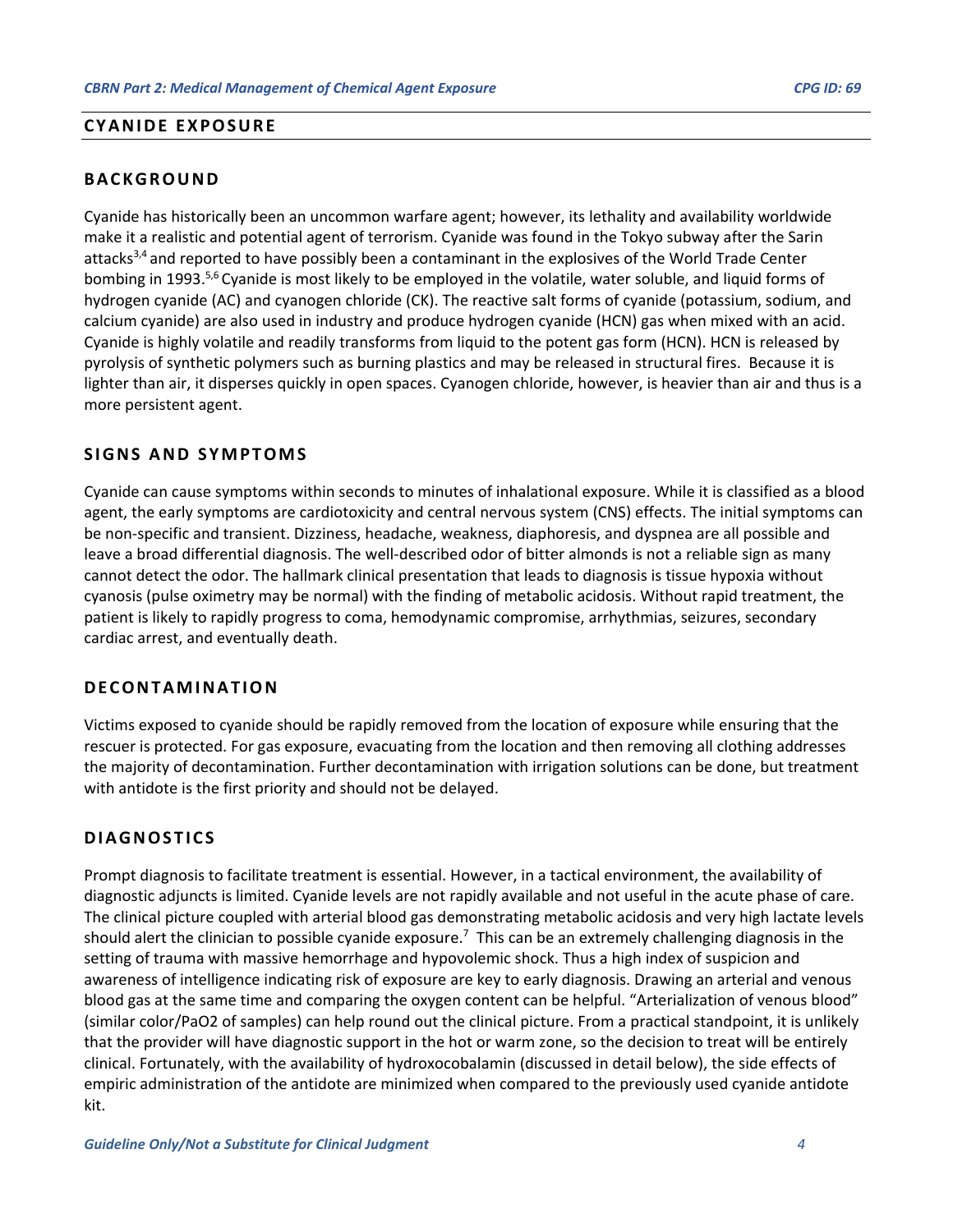## CYANIDE EXPOSURE

### BACKGROUND

Cyanide has historically been an uncommon warfare agent; however, its lethality and availability worldwide make it a realistic and potential agent of terrorism. Cyanide was found in the Tokyo subway after the Sarin attacks[3,4] and reported to have possibly been a contaminant in the explosives of the World Trade Center bombing in 1993.[5,6] Cyanide is most likely to be employed in the volatile, water soluble, and liquid forms of hydrogen cyanide (AC) and cyanogen chloride (CK). The reactive salt forms of cyanide (potassium, sodium, and calcium cyanide) are also used in industry and produce hydrogen cyanide (HCN) gas when mixed with an acid. Cyanide is highly volatile and readily transforms from liquid to the potent gas form (HCN). HCN is released by pyrolysis of synthetic polymers such as burning plastics and may be released in structural fires. Because it is lighter than air, it disperses quickly in open spaces. Cyanogen chloride, however, is heavier than air and thus is a more persistent agent.

### SIGNS AND SYMPTOMS

Cyanide can cause symptoms within seconds to minutes of inhalational exposure. While it is classified as a blood agent, the early symptoms are cardiotoxicity and central nervous system (CNS) effects. The initial symptoms can be non-specific and transient. Dizziness, headache, weakness, diaphoresis, and dyspnea are all possible and leave a broad differential diagnosis. The well-described odor of bitter almonds is not a reliable sign as many cannot detect the odor. The hallmark clinical presentation that leads to diagnosis is tissue hypoxia without cyanosis (pulse oximetry may be normal) with the finding of metabolic acidosis. Without rapid treatment, the patient is likely to rapidly progress to coma, hemodynamic compromise, arrhythmias, seizures, secondary cardiac arrest, and eventually death.

### DECONTAMINATION

Victims exposed to cyanide should be rapidly removed from the location of exposure while ensuring that the rescuer is protected. For gas exposure, evacuating from the location and then removing all clothing addresses the majority of decontamination. Further decontamination with irrigation solutions can be done, but treatment with antidote is the first priority and should not be delayed.

### DIAGNOSTICS

Prompt diagnosis to facilitate treatment is essential. However, in a tactical environment, the availability of diagnostic adjuncts is limited. Cyanide levels are not rapidly available and not useful in the acute phase of care. The clinical picture coupled with arterial blood gas demonstrating metabolic acidosis and very high lactate levels should alert the clinician to possible cyanide exposure.[7] This can be an extremely challenging diagnosis in the setting of trauma with massive hemorrhage and hypovolemic shock. Thus a high index of suspicion and awareness of intelligence indicating risk of exposure are key to early diagnosis. Drawing an arterial and venous blood gas at the same time and comparing the oxygen content can be helpful. "Arterialization of venous blood" (similar color/$PaO_2$ of samples) can help round out the clinical picture. From a practical standpoint, it is unlikely that the provider will have diagnostic support in the hot or warm zone, so the decision to treat will be entirely clinical. Fortunately, with the availability of hydroxocobalamin (discussed in detail below), the side effects of empiric administration of the antidote are minimized when compared to the previously used cyanide antidote kit.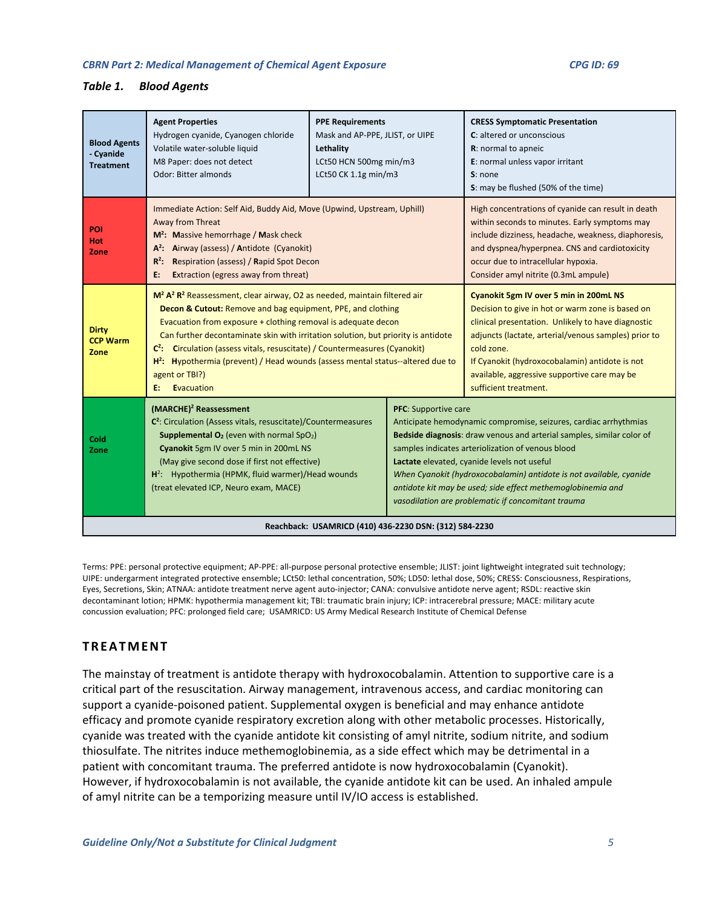### Table 1. Blood Agents

| Blood Agents - Cyanide Treatment | **Agent Properties**<br>Hydrogen cyanide, Cyanogen chloride<br>Volatile water-soluble liquid<br>M8 Paper: does not detect<br>Odor: Bitter almonds | **PPE Requirements**<br>Mask and AP-PPE, JLIST, or UIPE<br>**Lethality**<br>LCt50 HCN 500mg min/m3<br>LCt50 CK 1.1g min/m3 | **CRESS Symptomatic Presentation**<br>**C**: altered or unconscious<br>**R**: normal to apneic<br>**E**: normal unless vapor irritant<br>**S**: none<br>**S**: may be flushed (50% of the time) |
|---|---|---|---|
| **POI Hot Zone** | Immediate Action: Self Aid, Buddy Aid, Move (Upwind, Upstream, Uphill) Away from Threat<br>**M²: M**assive hemorrhage / **M**ask check<br>**A²: A**irway (assess) / **A**ntidote (Cyanokit)<br>**R²: R**espiration (assess) / **R**apid Spot Decon<br>**E: E**xtraction (egress away from threat) | | High concentrations of cyanide can result in death within seconds to minutes. Early symptoms may include dizziness, headache, weakness, diaphoresis, and dyspnea/hyperpnea. CNS and cardiotoxicity occur due to intracellular hypoxia.<br>Consider amyl nitrite (0.3mL ampule) |
| **Dirty CCP Warm Zone** | **M² A² R²** Reassessment, clear airway, O2 as needed, maintain filtered air<br>**Decon & Cutout:** Remove and bag equipment, PPE, and clothing<br>Evacuation from exposure + clothing removal is adequate decon<br>Can further decontaminate skin with irritation solution, but priority is antidote<br>**C²: C**irculation (assess vitals, resuscitate) / Countermeasures (Cyanokit)<br>**H²: H**ypothermia (prevent) / Head wounds (assess mental status--altered due to agent or TBI?)<br>**E: E**vacuation | | **Cyanokit 5gm IV over 5 min in 200mL NS**<br>Decision to give in hot or warm zone is based on clinical presentation. Unlikely to have diagnostic adjuncts (lactate, arterial/venous samples) prior to cold zone.<br>If Cyanokit (hydroxocobalamin) antidote is not available, aggressive supportive care may be sufficient treatment. |
| **Cold Zone** | **(MARCHE)² Reassessment**<br>**C²**: Circulation (Assess vitals, resuscitate)/Countermeasures<br>**Supplemental O₂** (even with normal SpO₂)<br>**Cyanokit** 5gm IV over 5 min in 200mL NS<br>(May give second dose if first not effective)<br>**H²**: Hypothermia (HPMK, fluid warmer)/Head wounds (treat elevated ICP, Neuro exam, MACE) | **PFC**: Supportive care<br>Anticipate hemodynamic compromise, seizures, cardiac arrhythmias<br>**Bedside diagnosis**: draw venous and arterial samples, similar color of samples indicates arteriolization of venous blood<br>**Lactate** elevated, cyanide levels not useful<br>*When Cyanokit (hydroxocobalamin) antidote is not available, cyanide antidote kit may be used; side effect methemoglobinemia and vasodilation are problematic if concomitant trauma* | |
| **Reachback: USAMRICD (410) 436-2230 DSN: (312) 584-2230** | | | |

Terms: PPE: personal protective equipment; AP-PPE: all-purpose personal protective ensemble; JLIST: joint lightweight integrated suit technology; UIPE: undergarment integrated protective ensemble; LCt50: lethal concentration, 50%; LD50: lethal dose, 50%; CRESS: Consciousness, Respirations, Eyes, Secretions, Skin; ATNAA: antidote treatment nerve agent auto-injector; CANA: convulsive antidote nerve agent; RSDL: reactive skin decontaminant lotion; HPMK: hypothermia management kit; TBI: traumatic brain injury; ICP: intracerebral pressure; MACE: military acute concussion evaluation; PFC: prolonged field care; USAMRICD: US Army Medical Research Institute of Chemical Defense

## TREATMENT

The mainstay of treatment is antidote therapy with hydroxocobalamin. Attention to supportive care is a critical part of the resuscitation. Airway management, intravenous access, and cardiac monitoring can support a cyanide-poisoned patient. Supplemental oxygen is beneficial and may enhance antidote efficacy and promote cyanide respiratory excretion along with other metabolic processes. Historically, cyanide was treated with the cyanide antidote kit consisting of amyl nitrite, sodium nitrite, and sodium thiosulfate. The nitrites induce methemoglobinemia, as a side effect which may be detrimental in a patient with concomitant trauma. The preferred antidote is now hydroxocobalamin (Cyanokit). However, if hydroxocobalamin is not available, the cyanide antidote kit can be used. An inhaled ampule of amyl nitrite can be a temporizing measure until IV/IO access is established.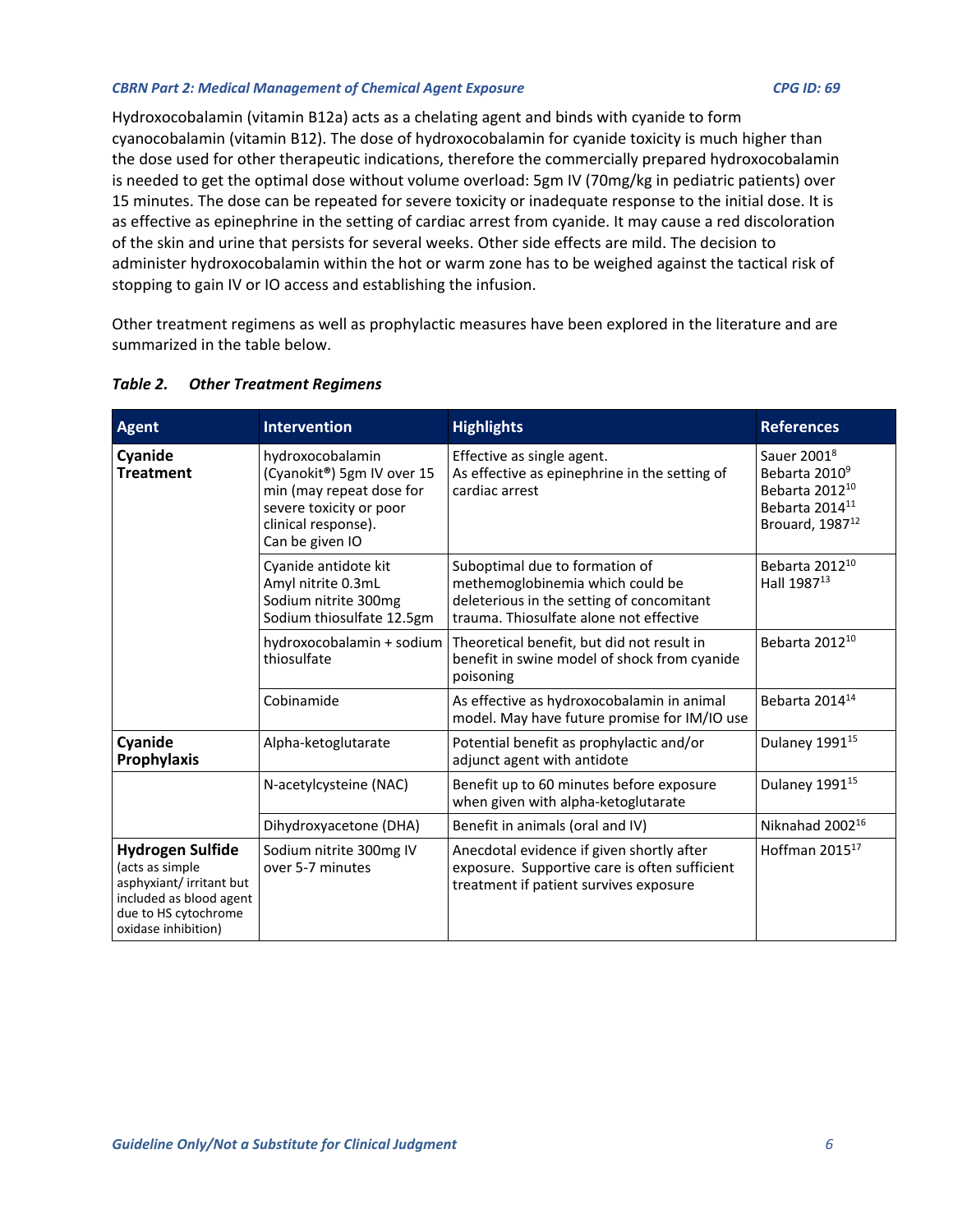Hydroxocobalamin (vitamin B12a) acts as a chelating agent and binds with cyanide to form cyanocobalamin (vitamin B12). The dose of hydroxocobalamin for cyanide toxicity is much higher than the dose used for other therapeutic indications, therefore the commercially prepared hydroxocobalamin is needed to get the optimal dose without volume overload: 5gm IV (70mg/kg in pediatric patients) over 15 minutes. The dose can be repeated for severe toxicity or inadequate response to the initial dose. It is as effective as epinephrine in the setting of cardiac arrest from cyanide. It may cause a red discoloration of the skin and urine that persists for several weeks. Other side effects are mild. The decision to administer hydroxocobalamin within the hot or warm zone has to be weighed against the tactical risk of stopping to gain IV or IO access and establishing the infusion.

Other treatment regimens as well as prophylactic measures have been explored in the literature and are summarized in the table below.

***Table 2. Other Treatment Regimens***

| Agent | Intervention | Highlights | References |
|---|---|---|---|
| **Cyanide Treatment** | hydroxocobalamin (Cyanokit®) 5gm IV over 15 min (may repeat dose for severe toxicity or poor clinical response). Can be given IO | Effective as single agent. As effective as epinephrine in the setting of cardiac arrest | Sauer 2001[8] Bebarta 2010[9] Bebarta 2012[10] Bebarta 2014[11] Brouard, 1987[12] |
| | Cyanide antidote kit Amyl nitrite 0.3mL Sodium nitrite 300mg Sodium thiosulfate 12.5gm | Suboptimal due to formation of methemoglobinemia which could be deleterious in the setting of concomitant trauma. Thiosulfate alone not effective | Bebarta 2012[10] Hall 1987[13] |
| | hydroxocobalamin + sodium thiosulfate | Theoretical benefit, but did not result in benefit in swine model of shock from cyanide poisoning | Bebarta 2012[10] |
| | Cobinamide | As effective as hydroxocobalamin in animal model. May have future promise for IM/IO use | Bebarta 2014[14] |
| **Cyanide Prophylaxis** | Alpha-ketoglutarate | Potential benefit as prophylactic and/or adjunct agent with antidote | Dulaney 1991[15] |
| | N-acetylcysteine (NAC) | Benefit up to 60 minutes before exposure when given with alpha-ketoglutarate | Dulaney 1991[15] |
| | Dihydroxyacetone (DHA) | Benefit in animals (oral and IV) | Niknahad 2002[16] |
| **Hydrogen Sulfide** (acts as simple asphyxiant/ irritant but included as blood agent due to HS cytochrome oxidase inhibition) | Sodium nitrite 300mg IV over 5-7 minutes | Anecdotal evidence if given shortly after exposure. Supportive care is often sufficient treatment if patient survives exposure | Hoffman 2015[17] |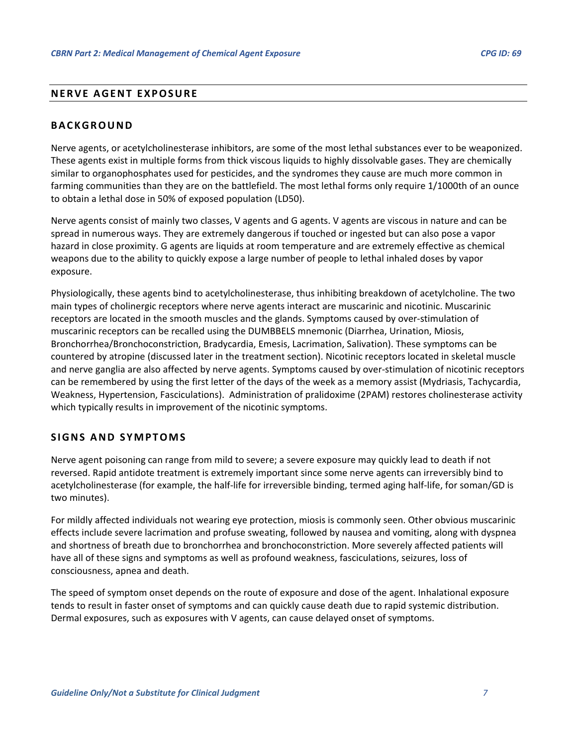## NERVE AGENT EXPOSURE

### BACKGROUND

Nerve agents, or acetylcholinesterase inhibitors, are some of the most lethal substances ever to be weaponized. These agents exist in multiple forms from thick viscous liquids to highly dissolvable gases. They are chemically similar to organophosphates used for pesticides, and the syndromes they cause are much more common in farming communities than they are on the battlefield. The most lethal forms only require 1/1000th of an ounce to obtain a lethal dose in 50% of exposed population (LD50).

Nerve agents consist of mainly two classes, V agents and G agents. V agents are viscous in nature and can be spread in numerous ways. They are extremely dangerous if touched or ingested but can also pose a vapor hazard in close proximity. G agents are liquids at room temperature and are extremely effective as chemical weapons due to the ability to quickly expose a large number of people to lethal inhaled doses by vapor exposure.

Physiologically, these agents bind to acetylcholinesterase, thus inhibiting breakdown of acetylcholine. The two main types of cholinergic receptors where nerve agents interact are muscarinic and nicotinic. Muscarinic receptors are located in the smooth muscles and the glands. Symptoms caused by over-stimulation of muscarinic receptors can be recalled using the DUMBBELS mnemonic (Diarrhea, Urination, Miosis, Bronchorrhea/Bronchoconstriction, Bradycardia, Emesis, Lacrimation, Salivation). These symptoms can be countered by atropine (discussed later in the treatment section). Nicotinic receptors located in skeletal muscle and nerve ganglia are also affected by nerve agents. Symptoms caused by over-stimulation of nicotinic receptors can be remembered by using the first letter of the days of the week as a memory assist (Mydriasis, Tachycardia, Weakness, Hypertension, Fasciculations). Administration of pralidoxime (2PAM) restores cholinesterase activity which typically results in improvement of the nicotinic symptoms.

### SIGNS AND SYMPTOMS

Nerve agent poisoning can range from mild to severe; a severe exposure may quickly lead to death if not reversed. Rapid antidote treatment is extremely important since some nerve agents can irreversibly bind to acetylcholinesterase (for example, the half-life for irreversible binding, termed aging half-life, for soman/GD is two minutes).

For mildly affected individuals not wearing eye protection, miosis is commonly seen. Other obvious muscarinic effects include severe lacrimation and profuse sweating, followed by nausea and vomiting, along with dyspnea and shortness of breath due to bronchorrhea and bronchoconstriction. More severely affected patients will have all of these signs and symptoms as well as profound weakness, fasciculations, seizures, loss of consciousness, apnea and death.

The speed of symptom onset depends on the route of exposure and dose of the agent. Inhalational exposure tends to result in faster onset of symptoms and can quickly cause death due to rapid systemic distribution. Dermal exposures, such as exposures with V agents, can cause delayed onset of symptoms.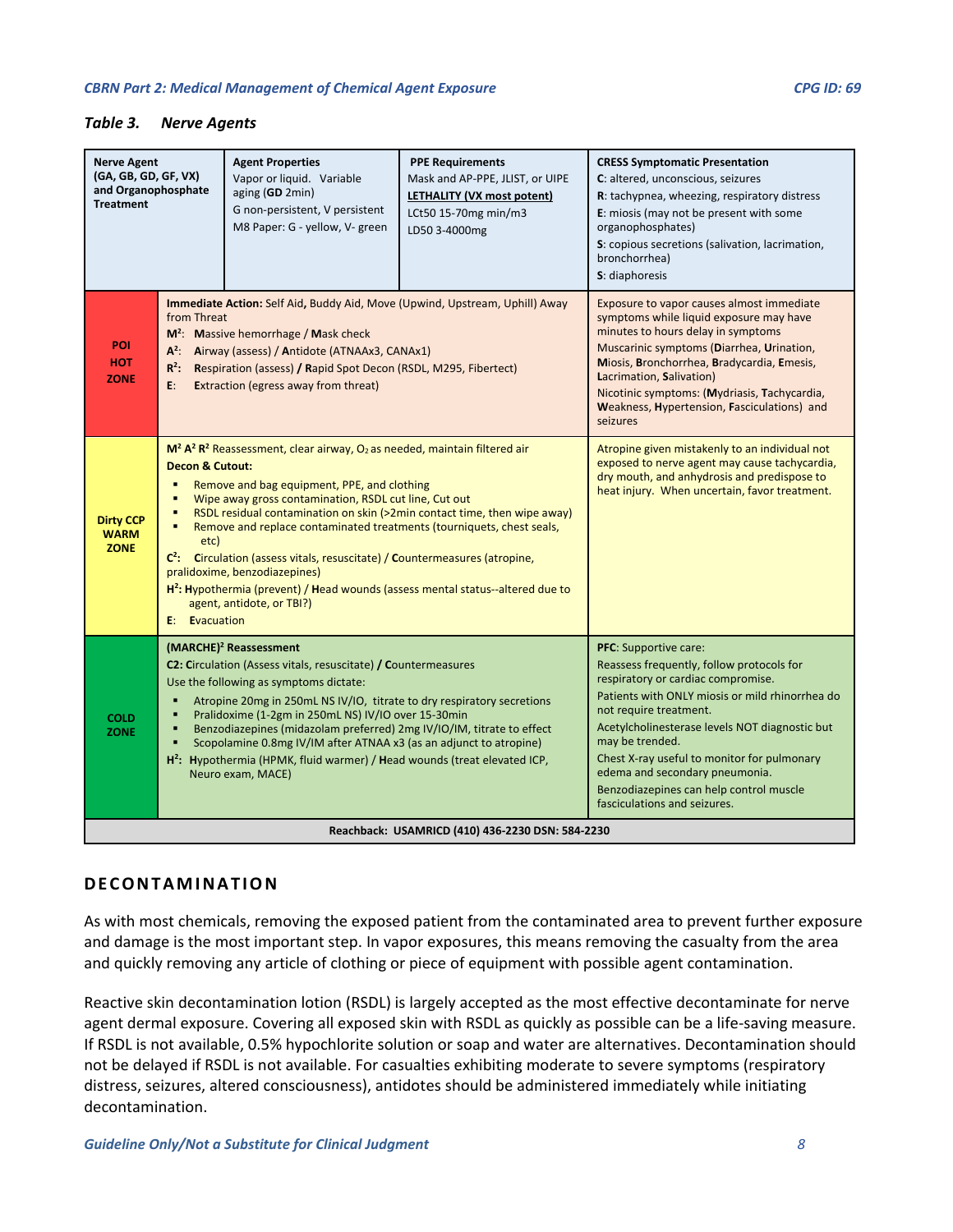*Table 3. Nerve Agents*

| **Nerve Agent (GA, GB, GD, GF, VX) and Organophosphate Treatment** | **Agent Properties** Vapor or liquid. Variable aging (**GD** 2min)<br>G non-persistent, V persistent<br>M8 Paper: G - yellow, V- green | **PPE Requirements** Mask and AP-PPE, JLIST, or UIPE<br>**LETHALITY (VX most potent)**<br>LCt50 15-70mg min/m3<br>LD50 3-4000mg | **CRESS Symptomatic Presentation**<br>**C**: altered, unconscious, seizures<br>**R**: tachypnea, wheezing, respiratory distress<br>**E**: miosis (may not be present with some organophosphates)<br>**S**: copious secretions (salivation, lacrimation, bronchorrhea)<br>**S**: diaphoresis |
|---|---|---|---|
| **POI HOT ZONE** | **Immediate Action:** Self Aid**,** Buddy Aid, Move (Upwind, Upstream, Uphill) Away from Threat<br>**M²**: **M**assive hemorrhage / **M**ask check<br>**A²**: **A**irway (assess) / **A**ntidote (ATNAAx3, CANAx1)<br>**R²**: **R**espiration (assess) **/ R**apid Spot Decon (RSDL, M295, Fibertect)<br>**E**: **E**xtraction (egress away from threat) | | Exposure to vapor causes almost immediate symptoms while liquid exposure may have minutes to hours delay in symptoms<br>Muscarinic symptoms (**D**iarrhea, **U**rination, **M**iosis, **B**ronchorrhea, **B**radycardia, **E**mesis, **L**acrimation, **S**alivation)<br>Nicotinic symptoms: (**M**ydriasis, **T**achycardia, **W**eakness, **H**ypertension, **F**asciculations) and seizures |
| **Dirty CCP WARM ZONE** | **M² A² R²** Reassessment, clear airway, $O_2$ as needed, maintain filtered air<br>**Decon & Cutout:**<br>▪ Remove and bag equipment, PPE, and clothing<br>▪ Wipe away gross contamination, RSDL cut line, Cut out<br>▪ RSDL residual contamination on skin (>2min contact time, then wipe away)<br>▪ Remove and replace contaminated treatments (tourniquets, chest seals, etc)<br>**C²**: **C**irculation (assess vitals, resuscitate) / **C**ountermeasures (atropine, pralidoxime, benzodiazepines)<br>**H²: H**ypothermia (prevent) / **H**ead wounds (assess mental status--altered due to agent, antidote, or TBI?)<br>**E**: **E**vacuation | | Atropine given mistakenly to an individual not exposed to nerve agent may cause tachycardia, dry mouth, and anhydrosis and predispose to heat injury. When uncertain, favor treatment. |
| **COLD ZONE** | **(MARCHE)² Reassessment**<br>**C2: C**irculation (Assess vitals, resuscitate) **/ C**ountermeasures<br>Use the following as symptoms dictate:<br>▪ Atropine 20mg in 250mL NS IV/IO, titrate to dry respiratory secretions<br>▪ Pralidoxime (1-2gm in 250mL NS) IV/IO over 15-30min<br>▪ Benzodiazepines (midazolam preferred) 2mg IV/IO/IM, titrate to effect<br>▪ Scopolamine 0.8mg IV/IM after ATNAA x3 (as an adjunct to atropine)<br>**H²**: **H**ypothermia (HPMK, fluid warmer) / **H**ead wounds (treat elevated ICP, Neuro exam, MACE) | | **PFC**: Supportive care:<br>Reassess frequently, follow protocols for respiratory or cardiac compromise.<br>Patients with ONLY miosis or mild rhinorrhea do not require treatment.<br>Acetylcholinesterase levels NOT diagnostic but may be trended.<br>Chest X-ray useful to monitor for pulmonary edema and secondary pneumonia.<br>Benzodiazepines can help control muscle fasciculations and seizures. |
| **Reachback: USAMRICD (410) 436-2230 DSN: 584-2230** | | | |

## DECONTAMINATION

As with most chemicals, removing the exposed patient from the contaminated area to prevent further exposure and damage is the most important step. In vapor exposures, this means removing the casualty from the area and quickly removing any article of clothing or piece of equipment with possible agent contamination.

Reactive skin decontamination lotion (RSDL) is largely accepted as the most effective decontaminate for nerve agent dermal exposure. Covering all exposed skin with RSDL as quickly as possible can be a life-saving measure. If RSDL is not available, 0.5% hypochlorite solution or soap and water are alternatives. Decontamination should not be delayed if RSDL is not available. For casualties exhibiting moderate to severe symptoms (respiratory distress, seizures, altered consciousness), antidotes should be administered immediately while initiating decontamination.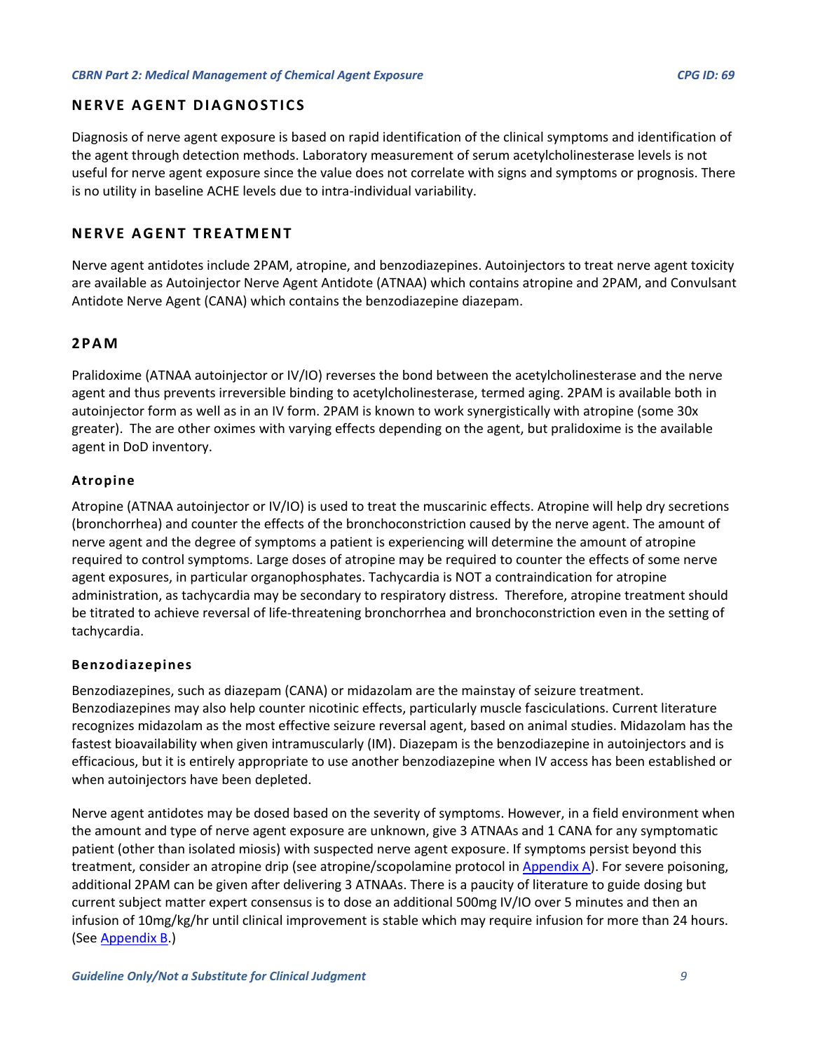## NERVE AGENT DIAGNOSTICS

Diagnosis of nerve agent exposure is based on rapid identification of the clinical symptoms and identification of the agent through detection methods. Laboratory measurement of serum acetylcholinesterase levels is not useful for nerve agent exposure since the value does not correlate with signs and symptoms or prognosis. There is no utility in baseline ACHE levels due to intra-individual variability.

## NERVE AGENT TREATMENT

Nerve agent antidotes include 2PAM, atropine, and benzodiazepines. Autoinjectors to treat nerve agent toxicity are available as Autoinjector Nerve Agent Antidote (ATNAA) which contains atropine and 2PAM, and Convulsant Antidote Nerve Agent (CANA) which contains the benzodiazepine diazepam.

## 2PAM

Pralidoxime (ATNAA autoinjector or IV/IO) reverses the bond between the acetylcholinesterase and the nerve agent and thus prevents irreversible binding to acetylcholinesterase, termed aging. 2PAM is available both in autoinjector form as well as in an IV form. 2PAM is known to work synergistically with atropine (some 30x greater). The are other oximes with varying effects depending on the agent, but pralidoxime is the available agent in DoD inventory.

### Atropine

Atropine (ATNAA autoinjector or IV/IO) is used to treat the muscarinic effects. Atropine will help dry secretions (bronchorrhea) and counter the effects of the bronchoconstriction caused by the nerve agent. The amount of nerve agent and the degree of symptoms a patient is experiencing will determine the amount of atropine required to control symptoms. Large doses of atropine may be required to counter the effects of some nerve agent exposures, in particular organophosphates. Tachycardia is NOT a contraindication for atropine administration, as tachycardia may be secondary to respiratory distress. Therefore, atropine treatment should be titrated to achieve reversal of life-threatening bronchorrhea and bronchoconstriction even in the setting of tachycardia.

### Benzodiazepines

Benzodiazepines, such as diazepam (CANA) or midazolam are the mainstay of seizure treatment. Benzodiazepines may also help counter nicotinic effects, particularly muscle fasciculations. Current literature recognizes midazolam as the most effective seizure reversal agent, based on animal studies. Midazolam has the fastest bioavailability when given intramuscularly (IM). Diazepam is the benzodiazepine in autoinjectors and is efficacious, but it is entirely appropriate to use another benzodiazepine when IV access has been established or when autoinjectors have been depleted.

Nerve agent antidotes may be dosed based on the severity of symptoms. However, in a field environment when the amount and type of nerve agent exposure are unknown, give 3 ATNAAs and 1 CANA for any symptomatic patient (other than isolated miosis) with suspected nerve agent exposure. If symptoms persist beyond this treatment, consider an atropine drip (see atropine/scopolamine protocol in Appendix A). For severe poisoning, additional 2PAM can be given after delivering 3 ATNAAs. There is a paucity of literature to guide dosing but current subject matter expert consensus is to dose an additional 500mg IV/IO over 5 minutes and then an infusion of 10mg/kg/hr until clinical improvement is stable which may require infusion for more than 24 hours. (See Appendix B.)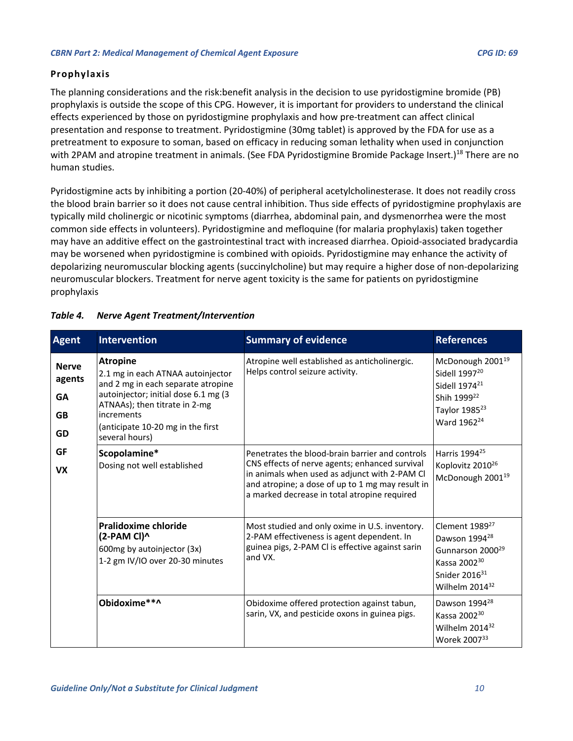### Prophylaxis

The planning considerations and the risk:benefit analysis in the decision to use pyridostigmine bromide (PB) prophylaxis is outside the scope of this CPG. However, it is important for providers to understand the clinical effects experienced by those on pyridostigmine prophylaxis and how pre-treatment can affect clinical presentation and response to treatment. Pyridostigmine (30mg tablet) is approved by the FDA for use as a pretreatment to exposure to soman, based on efficacy in reducing soman lethality when used in conjunction with 2PAM and atropine treatment in animals. (See FDA Pyridostigmine Bromide Package Insert.)[18] There are no human studies.

Pyridostigmine acts by inhibiting a portion (20-40%) of peripheral acetylcholinesterase. It does not readily cross the blood brain barrier so it does not cause central inhibition. Thus side effects of pyridostigmine prophylaxis are typically mild cholinergic or nicotinic symptoms (diarrhea, abdominal pain, and dysmenorrhea were the most common side effects in volunteers). Pyridostigmine and mefloquine (for malaria prophylaxis) taken together may have an additive effect on the gastrointestinal tract with increased diarrhea. Opioid-associated bradycardia may be worsened when pyridostigmine is combined with opioids. Pyridostigmine may enhance the activity of depolarizing neuromuscular blocking agents (succinylcholine) but may require a higher dose of non-depolarizing neuromuscular blockers. Treatment for nerve agent toxicity is the same for patients on pyridostigmine prophylaxis

***Table 4. Nerve Agent Treatment/Intervention***

| Agent | Intervention | Summary of evidence | References |
|---|---|---|---|
| **Nerve agents**<br>**GA**<br>**GB**<br>**GD**<br>**GF**<br>**VX** | **Atropine**<br>2.1 mg in each ATNAA autoinjector and 2 mg in each separate atropine autoinjector; initial dose 6.1 mg (3 ATNAAs); then titrate in 2-mg increments<br>(anticipate 10-20 mg in the first several hours) | Atropine well established as anticholinergic. Helps control seizure activity. | McDonough 2001[19]<br>Sidell 1997[20]<br>Sidell 1974[21]<br>Shih 1999[22]<br>Taylor 1985[23]<br>Ward 1962[24] |
| | **Scopolamine***<br>Dosing not well established | Penetrates the blood-brain barrier and controls CNS effects of nerve agents; enhanced survival in animals when used as adjunct with 2-PAM Cl and atropine; a dose of up to 1 mg may result in a marked decrease in total atropine required | Harris 1994[25]<br>Koplovitz 2010[26]<br>McDonough 2001[19] |
| | **Pralidoxime chloride (2-PAM Cl)^**<br>600mg by autoinjector (3x)<br>1-2 gm IV/IO over 20-30 minutes | Most studied and only oxime in U.S. inventory. 2-PAM effectiveness is agent dependent. In guinea pigs, 2-PAM Cl is effective against sarin and VX. | Clement 1989[27]<br>Dawson 1994[28]<br>Gunnarson 2000[29]<br>Kassa 2002[30]<br>Snider 2016[31]<br>Wilhelm 2014[32] |
| | **Obidoxime**^** | Obidoxime offered protection against tabun, sarin, VX, and pesticide oxons in guinea pigs. | Dawson 1994[28]<br>Kassa 2002[30]<br>Wilhelm 2014[32]<br>Worek 2007[33] |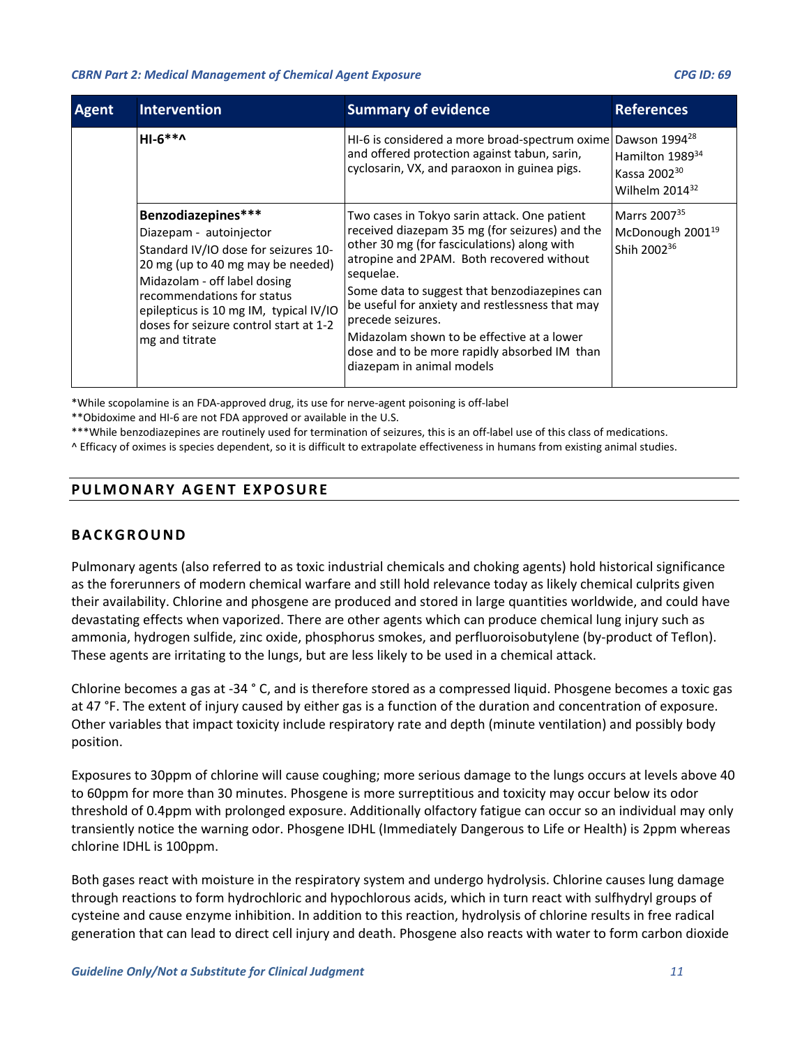| Agent | Intervention | Summary of evidence | References |
| --- | --- | --- | --- |
| | **HI-6**^** | HI-6 is considered a more broad-spectrum oxime and offered protection against tabun, sarin, cyclosarin, VX, and paraoxon in guinea pigs. | Dawson 1994[28] Hamilton 1989[34] Kassa 2002[30] Wilhelm 2014[32] |
| | **Benzodiazepines***** Diazepam - autoinjector Standard IV/IO dose for seizures 10-20 mg (up to 40 mg may be needed) Midazolam - off label dosing recommendations for status epilepticus is 10 mg IM, typical IV/IO doses for seizure control start at 1-2 mg and titrate | Two cases in Tokyo sarin attack. One patient received diazepam 35 mg (for seizures) and the other 30 mg (for fasciculations) along with atropine and 2PAM. Both recovered without sequelae. Some data to suggest that benzodiazepines can be useful for anxiety and restlessness that may precede seizures. Midazolam shown to be effective at a lower dose and to be more rapidly absorbed IM than diazepam in animal models | Marrs 2007[35] McDonough 2001[19] Shih 2002[36] |

*While scopolamine is an FDA-approved drug, its use for nerve-agent poisoning is off-label

**Obidoxime and HI-6 are not FDA approved or available in the U.S.

***While benzodiazepines are routinely used for termination of seizures, this is an off-label use of this class of medications.

^ Efficacy of oximes is species dependent, so it is difficult to extrapolate effectiveness in humans from existing animal studies.

## PULMONARY AGENT EXPOSURE

### BACKGROUND

Pulmonary agents (also referred to as toxic industrial chemicals and choking agents) hold historical significance as the forerunners of modern chemical warfare and still hold relevance today as likely chemical culprits given their availability. Chlorine and phosgene are produced and stored in large quantities worldwide, and could have devastating effects when vaporized. There are other agents which can produce chemical lung injury such as ammonia, hydrogen sulfide, zinc oxide, phosphorus smokes, and perfluoroisobutylene (by-product of Teflon). These agents are irritating to the lungs, but are less likely to be used in a chemical attack.

Chlorine becomes a gas at -34 ° C, and is therefore stored as a compressed liquid. Phosgene becomes a toxic gas at 47 °F. The extent of injury caused by either gas is a function of the duration and concentration of exposure. Other variables that impact toxicity include respiratory rate and depth (minute ventilation) and possibly body position.

Exposures to 30ppm of chlorine will cause coughing; more serious damage to the lungs occurs at levels above 40 to 60ppm for more than 30 minutes. Phosgene is more surreptitious and toxicity may occur below its odor threshold of 0.4ppm with prolonged exposure. Additionally olfactory fatigue can occur so an individual may only transiently notice the warning odor. Phosgene IDHL (Immediately Dangerous to Life or Health) is 2ppm whereas chlorine IDHL is 100ppm.

Both gases react with moisture in the respiratory system and undergo hydrolysis. Chlorine causes lung damage through reactions to form hydrochloric and hypochlorous acids, which in turn react with sulfhydryl groups of cysteine and cause enzyme inhibition. In addition to this reaction, hydrolysis of chlorine results in free radical generation that can lead to direct cell injury and death. Phosgene also reacts with water to form carbon dioxide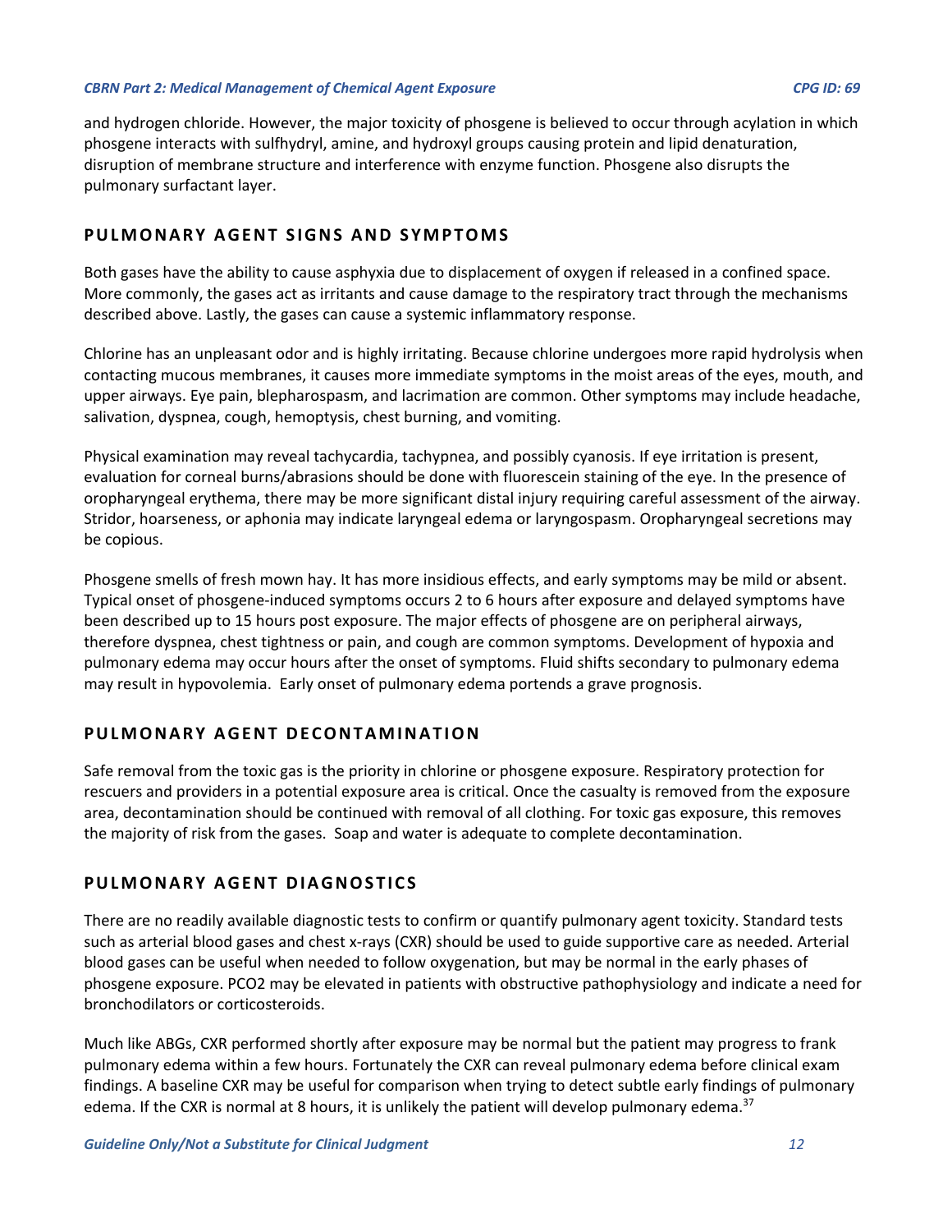and hydrogen chloride. However, the major toxicity of phosgene is believed to occur through acylation in which phosgene interacts with sulfhydryl, amine, and hydroxyl groups causing protein and lipid denaturation, disruption of membrane structure and interference with enzyme function. Phosgene also disrupts the pulmonary surfactant layer.

## PULMONARY AGENT SIGNS AND SYMPTOMS

Both gases have the ability to cause asphyxia due to displacement of oxygen if released in a confined space. More commonly, the gases act as irritants and cause damage to the respiratory tract through the mechanisms described above. Lastly, the gases can cause a systemic inflammatory response.

Chlorine has an unpleasant odor and is highly irritating. Because chlorine undergoes more rapid hydrolysis when contacting mucous membranes, it causes more immediate symptoms in the moist areas of the eyes, mouth, and upper airways. Eye pain, blepharospasm, and lacrimation are common. Other symptoms may include headache, salivation, dyspnea, cough, hemoptysis, chest burning, and vomiting.

Physical examination may reveal tachycardia, tachypnea, and possibly cyanosis. If eye irritation is present, evaluation for corneal burns/abrasions should be done with fluorescein staining of the eye. In the presence of oropharyngeal erythema, there may be more significant distal injury requiring careful assessment of the airway. Stridor, hoarseness, or aphonia may indicate laryngeal edema or laryngospasm. Oropharyngeal secretions may be copious.

Phosgene smells of fresh mown hay. It has more insidious effects, and early symptoms may be mild or absent. Typical onset of phosgene-induced symptoms occurs 2 to 6 hours after exposure and delayed symptoms have been described up to 15 hours post exposure. The major effects of phosgene are on peripheral airways, therefore dyspnea, chest tightness or pain, and cough are common symptoms. Development of hypoxia and pulmonary edema may occur hours after the onset of symptoms. Fluid shifts secondary to pulmonary edema may result in hypovolemia. Early onset of pulmonary edema portends a grave prognosis.

## PULMONARY AGENT DECONTAMINATION

Safe removal from the toxic gas is the priority in chlorine or phosgene exposure. Respiratory protection for rescuers and providers in a potential exposure area is critical. Once the casualty is removed from the exposure area, decontamination should be continued with removal of all clothing. For toxic gas exposure, this removes the majority of risk from the gases. Soap and water is adequate to complete decontamination.

## PULMONARY AGENT DIAGNOSTICS

There are no readily available diagnostic tests to confirm or quantify pulmonary agent toxicity. Standard tests such as arterial blood gases and chest x-rays (CXR) should be used to guide supportive care as needed. Arterial blood gases can be useful when needed to follow oxygenation, but may be normal in the early phases of phosgene exposure. $PCO_2$ may be elevated in patients with obstructive pathophysiology and indicate a need for bronchodilators or corticosteroids.

Much like ABGs, CXR performed shortly after exposure may be normal but the patient may progress to frank pulmonary edema within a few hours. Fortunately the CXR can reveal pulmonary edema before clinical exam findings. A baseline CXR may be useful for comparison when trying to detect subtle early findings of pulmonary edema. If the CXR is normal at 8 hours, it is unlikely the patient will develop pulmonary edema.[37]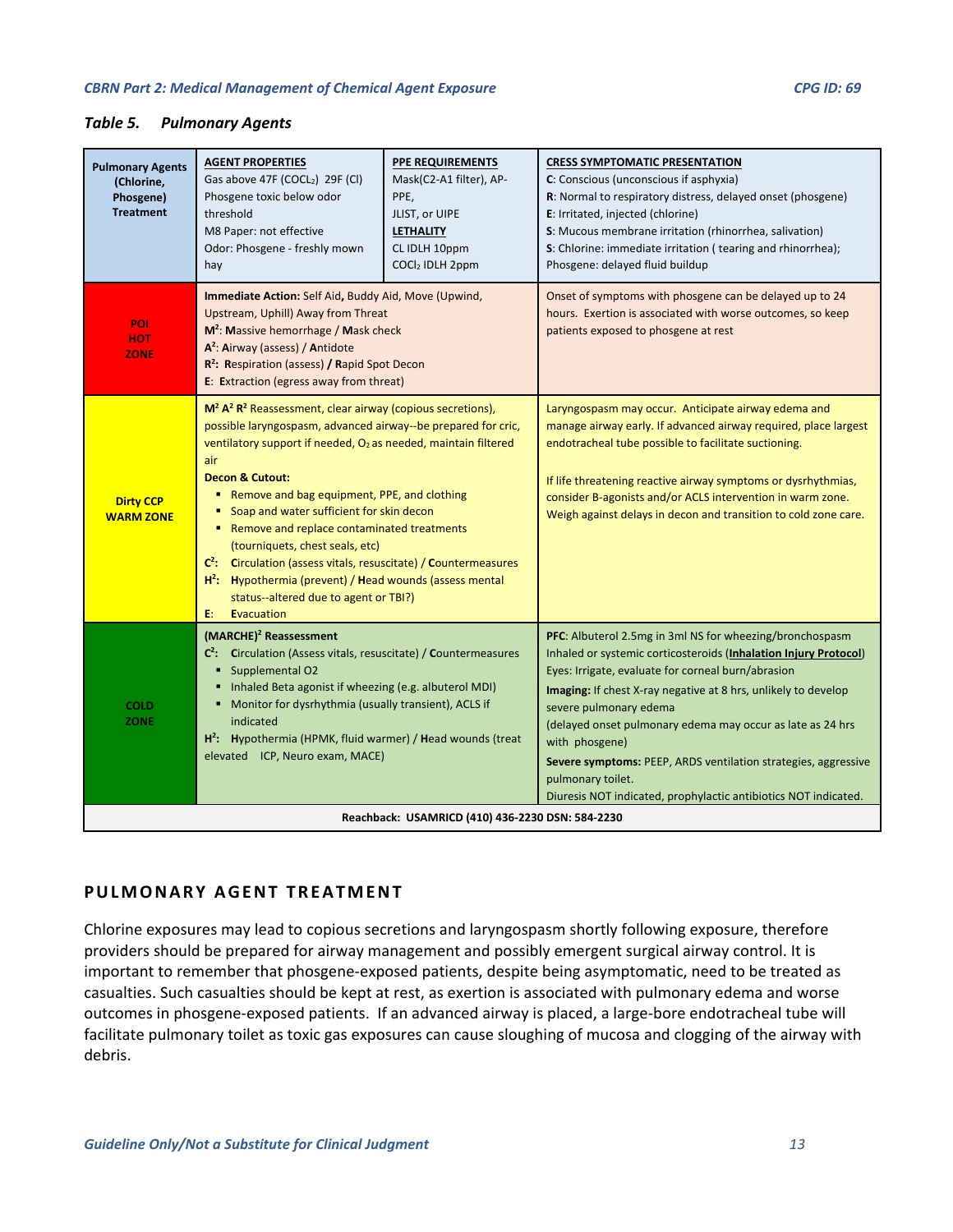### Table 5. Pulmonary Agents

| Pulmonary Agents (Chlorine, Phosgene) Treatment | **AGENT PROPERTIES**<br>Gas above 47F ($COCL_2$) 29F (Cl)<br>Phosgene toxic below odor threshold<br>M8 Paper: not effective<br>Odor: Phosgene - freshly mown hay | **PPE REQUIREMENTS**<br>Mask(C2-A1 filter), AP-PPE,<br>JLIST, or UIPE<br>**LETHALITY**<br>CL IDLH 10ppm<br>$COCl_2$ IDLH 2ppm | **CRESS SYMPTOMATIC PRESENTATION**<br>**C**: Conscious (unconscious if asphyxia)<br>**R**: Normal to respiratory distress, delayed onset (phosgene)<br>**E**: Irritated, injected (chlorine)<br>**S**: Mucous membrane irritation (rhinorrhea, salivation)<br>**S**: Chlorine: immediate irritation ( tearing and rhinorrhea); Phosgene: delayed fluid buildup |
|---|---|---|---|
| **POI HOT ZONE** | **Immediate Action:** Self Aid, **Buddy** Aid, Move (Upwind, Upstream, Uphill) Away from Threat<br>**M²**: **M**assive hemorrhage / **M**ask check<br>**A²**: **A**irway (assess) / **A**ntidote<br>**R²**: **R**espiration (assess) **/ R**apid Spot Decon<br>**E**: **E**xtraction (egress away from threat) | | Onset of symptoms with phosgene can be delayed up to 24 hours. Exertion is associated with worse outcomes, so keep patients exposed to phosgene at rest |
| **Dirty CCP WARM ZONE** | **M² A² R²** Reassessment, clear airway (copious secretions), possible laryngospasm, advanced airway--be prepared for cric, ventilatory support if needed, $O_2$ as needed, maintain filtered air<br>**Decon & Cutout:**<br>▪ Remove and bag equipment, PPE, and clothing<br>▪ Soap and water sufficient for skin decon<br>▪ Remove and replace contaminated treatments (tourniquets, chest seals, etc)<br>**C²**: **C**irculation (assess vitals, resuscitate) / **C**ountermeasures<br>**H²**: **H**ypothermia (prevent) / **H**ead wounds (assess mental status--altered due to agent or TBI?)<br>**E**: **E**vacuation | | Laryngospasm may occur. Anticipate airway edema and manage airway early. If advanced airway required, place largest endotracheal tube possible to facilitate suctioning.<br><br>If life threatening reactive airway symptoms or dysrhythmias, consider B-agonists and/or ACLS intervention in warm zone. Weigh against delays in decon and transition to cold zone care. |
| **COLD ZONE** | **(MARCHE)² Reassessment**<br>**C²**: **C**irculation (Assess vitals, resuscitate) / **C**ountermeasures<br>▪ Supplemental O2<br>▪ Inhaled Beta agonist if wheezing (e.g. albuterol MDI)<br>▪ Monitor for dysrhythmia (usually transient), ACLS if indicated<br>**H²**: **H**ypothermia (HPMK, fluid warmer) / **H**ead wounds (treat elevated ICP, Neuro exam, MACE) | | **PFC**: Albuterol 2.5mg in 3ml NS for wheezing/bronchospasm<br>Inhaled or systemic corticosteroids (**Inhalation Injury Protocol**)<br>Eyes: Irrigate, evaluate for corneal burn/abrasion<br>**Imaging:** If chest X-ray negative at 8 hrs, unlikely to develop severe pulmonary edema<br>(delayed onset pulmonary edema may occur as late as 24 hrs with phosgene)<br>**Severe symptoms:** PEEP, ARDS ventilation strategies, aggressive pulmonary toilet.<br>Diuresis NOT indicated, prophylactic antibiotics NOT indicated. |
| **Reachback: USAMRICD (410) 436-2230 DSN: 584-2230** | | | |

## PULMONARY AGENT TREATMENT

Chlorine exposures may lead to copious secretions and laryngospasm shortly following exposure, therefore providers should be prepared for airway management and possibly emergent surgical airway control. It is important to remember that phosgene-exposed patients, despite being asymptomatic, need to be treated as casualties. Such casualties should be kept at rest, as exertion is associated with pulmonary edema and worse outcomes in phosgene-exposed patients. If an advanced airway is placed, a large-bore endotracheal tube will facilitate pulmonary toilet as toxic gas exposures can cause sloughing of mucosa and clogging of the airway with debris.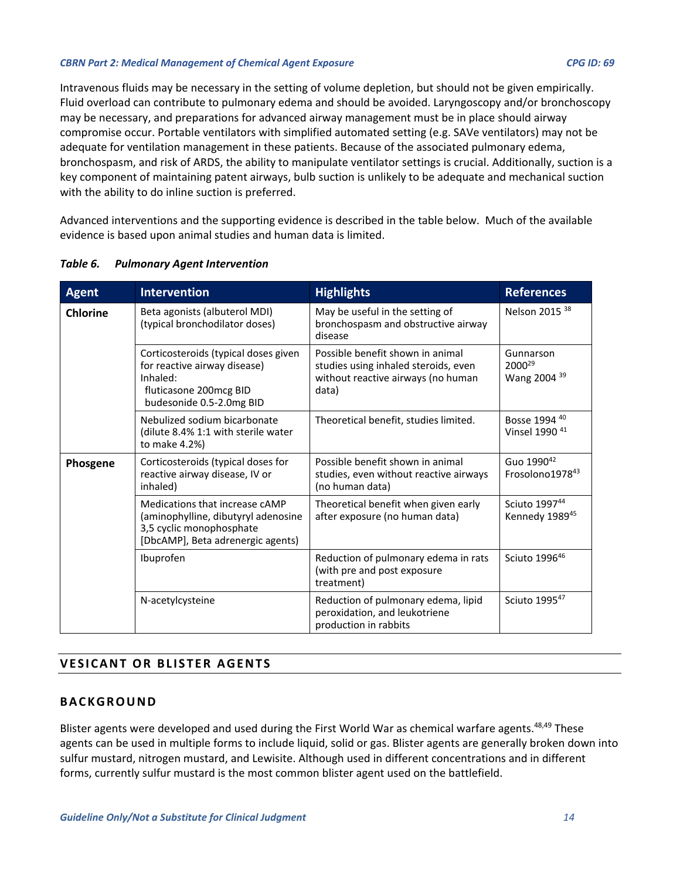Intravenous fluids may be necessary in the setting of volume depletion, but should not be given empirically. Fluid overload can contribute to pulmonary edema and should be avoided. Laryngoscopy and/or bronchoscopy may be necessary, and preparations for advanced airway management must be in place should airway compromise occur. Portable ventilators with simplified automated setting (e.g. SAVe ventilators) may not be adequate for ventilation management in these patients. Because of the associated pulmonary edema, bronchospasm, and risk of ARDS, the ability to manipulate ventilator settings is crucial. Additionally, suction is a key component of maintaining patent airways, bulb suction is unlikely to be adequate and mechanical suction with the ability to do inline suction is preferred.

Advanced interventions and the supporting evidence is described in the table below. Much of the available evidence is based upon animal studies and human data is limited.

***Table 6. Pulmonary Agent Intervention***

| Agent | Intervention | Highlights | References |
|---|---|---|---|
| **Chlorine** | Beta agonists (albuterol MDI) (typical bronchodilator doses) | May be useful in the setting of bronchospasm and obstructive airway disease | Nelson 2015 [38] |
| | Corticosteroids (typical doses given for reactive airway disease) Inhaled: fluticasone 200mcg BID budesonide 0.5-2.0mg BID | Possible benefit shown in animal studies using inhaled steroids, even without reactive airways (no human data) | Gunnarson 2000[29] Wang 2004 [39] |
| | Nebulized sodium bicarbonate (dilute 8.4% 1:1 with sterile water to make 4.2%) | Theoretical benefit, studies limited. | Bosse 1994 [40] Vinsel 1990 [41] |
| **Phosgene** | Corticosteroids (typical doses for reactive airway disease, IV or inhaled) | Possible benefit shown in animal studies, even without reactive airways (no human data) | Guo 1990[42] Frosolono1978[43] |
| | Medications that increase cAMP (aminophylline, dibutyryl adenosine 3,5 cyclic monophosphate [DbcAMP], Beta adrenergic agents) | Theoretical benefit when given early after exposure (no human data) | Sciuto 1997[44] Kennedy 1989[45] |
| | Ibuprofen | Reduction of pulmonary edema in rats (with pre and post exposure treatment) | Sciuto 1996[46] |
| | N-acetylcysteine | Reduction of pulmonary edema, lipid peroxidation, and leukotriene production in rabbits | Sciuto 1995[47] |

## VESICANT OR BLISTER AGENTS

### BACKGROUND

Blister agents were developed and used during the First World War as chemical warfare agents.[48,49] These agents can be used in multiple forms to include liquid, solid or gas. Blister agents are generally broken down into sulfur mustard, nitrogen mustard, and Lewisite. Although used in different concentrations and in different forms, currently sulfur mustard is the most common blister agent used on the battlefield.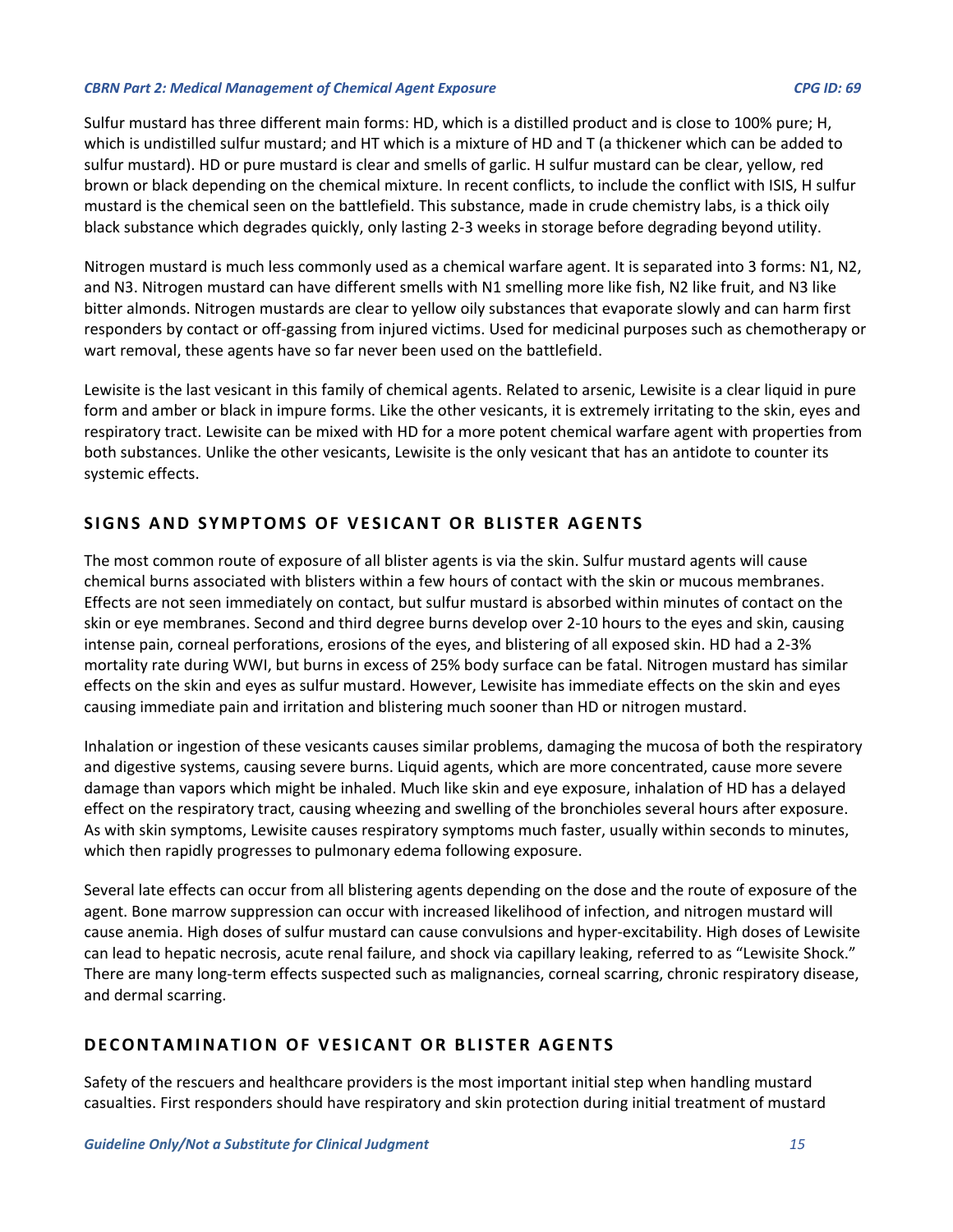Sulfur mustard has three different main forms: HD, which is a distilled product and is close to 100% pure; H, which is undistilled sulfur mustard; and HT which is a mixture of HD and T (a thickener which can be added to sulfur mustard). HD or pure mustard is clear and smells of garlic. H sulfur mustard can be clear, yellow, red brown or black depending on the chemical mixture. In recent conflicts, to include the conflict with ISIS, H sulfur mustard is the chemical seen on the battlefield. This substance, made in crude chemistry labs, is a thick oily black substance which degrades quickly, only lasting 2-3 weeks in storage before degrading beyond utility.

Nitrogen mustard is much less commonly used as a chemical warfare agent. It is separated into 3 forms: N1, N2, and N3. Nitrogen mustard can have different smells with N1 smelling more like fish, N2 like fruit, and N3 like bitter almonds. Nitrogen mustards are clear to yellow oily substances that evaporate slowly and can harm first responders by contact or off-gassing from injured victims. Used for medicinal purposes such as chemotherapy or wart removal, these agents have so far never been used on the battlefield.

Lewisite is the last vesicant in this family of chemical agents. Related to arsenic, Lewisite is a clear liquid in pure form and amber or black in impure forms. Like the other vesicants, it is extremely irritating to the skin, eyes and respiratory tract. Lewisite can be mixed with HD for a more potent chemical warfare agent with properties from both substances. Unlike the other vesicants, Lewisite is the only vesicant that has an antidote to counter its systemic effects.

## SIGNS AND SYMPTOMS OF VESICANT OR BLISTER AGENTS

The most common route of exposure of all blister agents is via the skin. Sulfur mustard agents will cause chemical burns associated with blisters within a few hours of contact with the skin or mucous membranes. Effects are not seen immediately on contact, but sulfur mustard is absorbed within minutes of contact on the skin or eye membranes. Second and third degree burns develop over 2-10 hours to the eyes and skin, causing intense pain, corneal perforations, erosions of the eyes, and blistering of all exposed skin. HD had a 2-3% mortality rate during WWI, but burns in excess of 25% body surface can be fatal. Nitrogen mustard has similar effects on the skin and eyes as sulfur mustard. However, Lewisite has immediate effects on the skin and eyes causing immediate pain and irritation and blistering much sooner than HD or nitrogen mustard.

Inhalation or ingestion of these vesicants causes similar problems, damaging the mucosa of both the respiratory and digestive systems, causing severe burns. Liquid agents, which are more concentrated, cause more severe damage than vapors which might be inhaled. Much like skin and eye exposure, inhalation of HD has a delayed effect on the respiratory tract, causing wheezing and swelling of the bronchioles several hours after exposure. As with skin symptoms, Lewisite causes respiratory symptoms much faster, usually within seconds to minutes, which then rapidly progresses to pulmonary edema following exposure.

Several late effects can occur from all blistering agents depending on the dose and the route of exposure of the agent. Bone marrow suppression can occur with increased likelihood of infection, and nitrogen mustard will cause anemia. High doses of sulfur mustard can cause convulsions and hyper-excitability. High doses of Lewisite can lead to hepatic necrosis, acute renal failure, and shock via capillary leaking, referred to as “Lewisite Shock.” There are many long-term effects suspected such as malignancies, corneal scarring, chronic respiratory disease, and dermal scarring.

## DECONTAMINATION OF VESICANT OR BLISTER AGENTS

Safety of the rescuers and healthcare providers is the most important initial step when handling mustard casualties. First responders should have respiratory and skin protection during initial treatment of mustard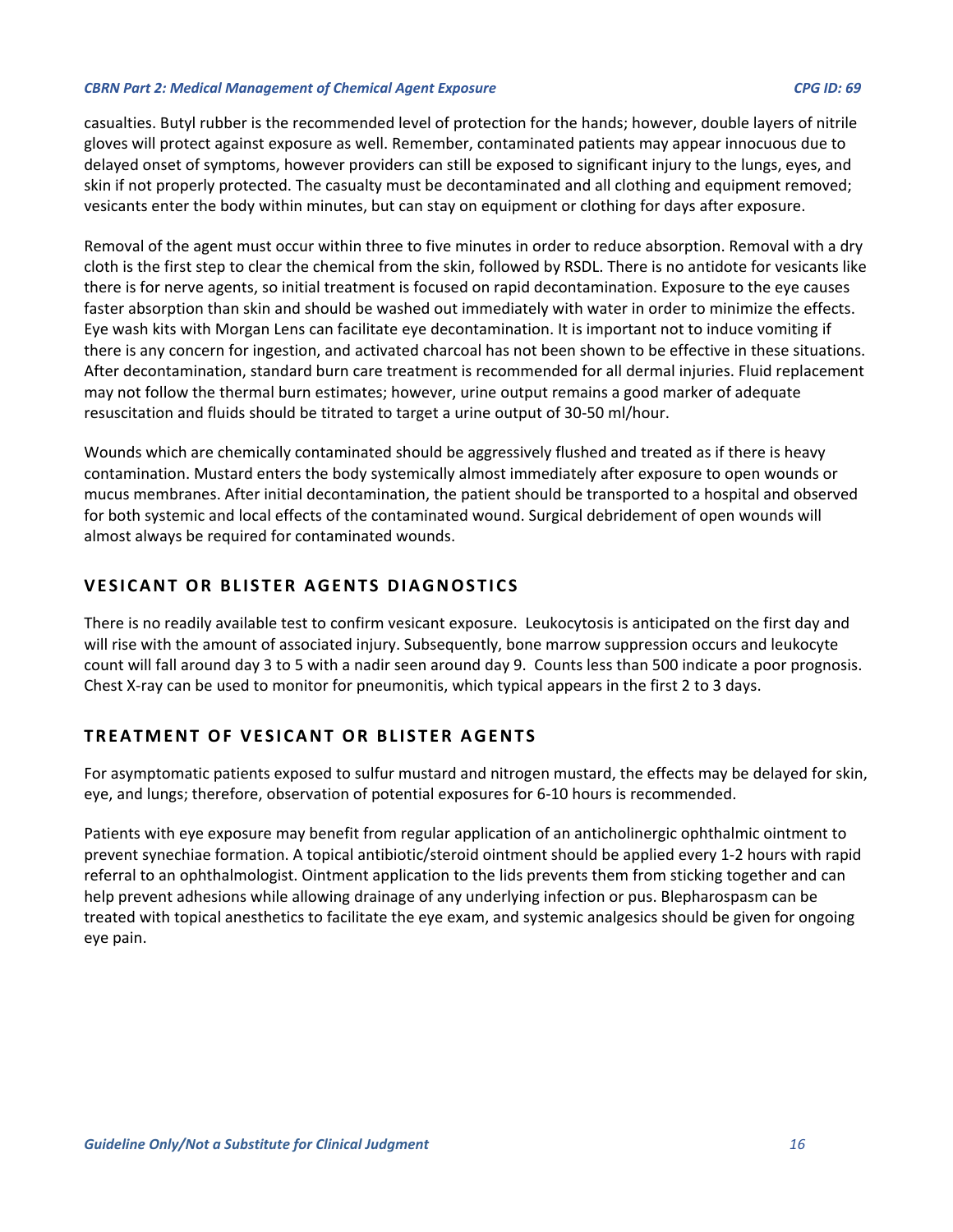casualties. Butyl rubber is the recommended level of protection for the hands; however, double layers of nitrile gloves will protect against exposure as well. Remember, contaminated patients may appear innocuous due to delayed onset of symptoms, however providers can still be exposed to significant injury to the lungs, eyes, and skin if not properly protected. The casualty must be decontaminated and all clothing and equipment removed; vesicants enter the body within minutes, but can stay on equipment or clothing for days after exposure.

Removal of the agent must occur within three to five minutes in order to reduce absorption. Removal with a dry cloth is the first step to clear the chemical from the skin, followed by RSDL. There is no antidote for vesicants like there is for nerve agents, so initial treatment is focused on rapid decontamination. Exposure to the eye causes faster absorption than skin and should be washed out immediately with water in order to minimize the effects. Eye wash kits with Morgan Lens can facilitate eye decontamination. It is important not to induce vomiting if there is any concern for ingestion, and activated charcoal has not been shown to be effective in these situations. After decontamination, standard burn care treatment is recommended for all dermal injuries. Fluid replacement may not follow the thermal burn estimates; however, urine output remains a good marker of adequate resuscitation and fluids should be titrated to target a urine output of 30-50 ml/hour.

Wounds which are chemically contaminated should be aggressively flushed and treated as if there is heavy contamination. Mustard enters the body systemically almost immediately after exposure to open wounds or mucus membranes. After initial decontamination, the patient should be transported to a hospital and observed for both systemic and local effects of the contaminated wound. Surgical debridement of open wounds will almost always be required for contaminated wounds.

## VESICANT OR BLISTER AGENTS DIAGNOSTICS

There is no readily available test to confirm vesicant exposure. Leukocytosis is anticipated on the first day and will rise with the amount of associated injury. Subsequently, bone marrow suppression occurs and leukocyte count will fall around day 3 to 5 with a nadir seen around day 9. Counts less than 500 indicate a poor prognosis. Chest X-ray can be used to monitor for pneumonitis, which typical appears in the first 2 to 3 days.

## TREATMENT OF VESICANT OR BLISTER AGENTS

For asymptomatic patients exposed to sulfur mustard and nitrogen mustard, the effects may be delayed for skin, eye, and lungs; therefore, observation of potential exposures for 6-10 hours is recommended.

Patients with eye exposure may benefit from regular application of an anticholinergic ophthalmic ointment to prevent synechiae formation. A topical antibiotic/steroid ointment should be applied every 1-2 hours with rapid referral to an ophthalmologist. Ointment application to the lids prevents them from sticking together and can help prevent adhesions while allowing drainage of any underlying infection or pus. Blepharospasm can be treated with topical anesthetics to facilitate the eye exam, and systemic analgesics should be given for ongoing eye pain.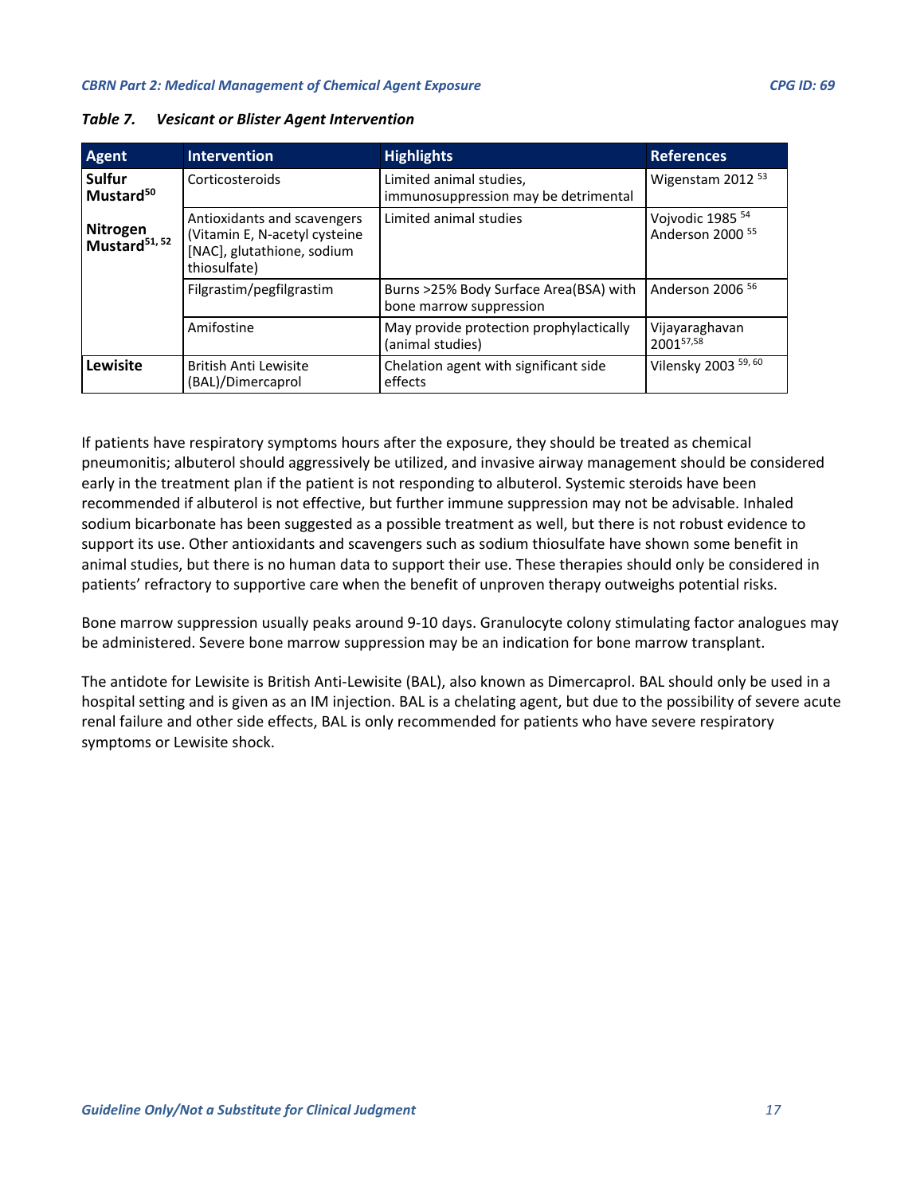*Table 7. Vesicant or Blister Agent Intervention*

| Agent | Intervention | Highlights | References |
|---|---|---|---|
| **Sulfur Mustard**[50] **Nitrogen Mustard**[51, 52] | Corticosteroids | Limited animal studies, immunosuppression may be detrimental | Wigenstam 2012 [53] |
| | Antioxidants and scavengers (Vitamin E, N-acetyl cysteine [NAC], glutathione, sodium thiosulfate) | Limited animal studies | Vojvodic 1985 [54] Anderson 2000 [55] |
| | Filgrastim/pegfilgrastim | Burns >25% Body Surface Area(BSA) with bone marrow suppression | Anderson 2006 [56] |
| | Amifostine | May provide protection prophylactically (animal studies) | Vijayaraghavan 2001[57,58] |
| **Lewisite** | British Anti Lewisite (BAL)/Dimercaprol | Chelation agent with significant side effects | Vilensky 2003 [59, 60] |

If patients have respiratory symptoms hours after the exposure, they should be treated as chemical pneumonitis; albuterol should aggressively be utilized, and invasive airway management should be considered early in the treatment plan if the patient is not responding to albuterol. Systemic steroids have been recommended if albuterol is not effective, but further immune suppression may not be advisable. Inhaled sodium bicarbonate has been suggested as a possible treatment as well, but there is not robust evidence to support its use. Other antioxidants and scavengers such as sodium thiosulfate have shown some benefit in animal studies, but there is no human data to support their use. These therapies should only be considered in patients' refractory to supportive care when the benefit of unproven therapy outweighs potential risks.

Bone marrow suppression usually peaks around 9-10 days. Granulocyte colony stimulating factor analogues may be administered. Severe bone marrow suppression may be an indication for bone marrow transplant.

The antidote for Lewisite is British Anti-Lewisite (BAL), also known as Dimercaprol. BAL should only be used in a hospital setting and is given as an IM injection. BAL is a chelating agent, but due to the possibility of severe acute renal failure and other side effects, BAL is only recommended for patients who have severe respiratory symptoms or Lewisite shock.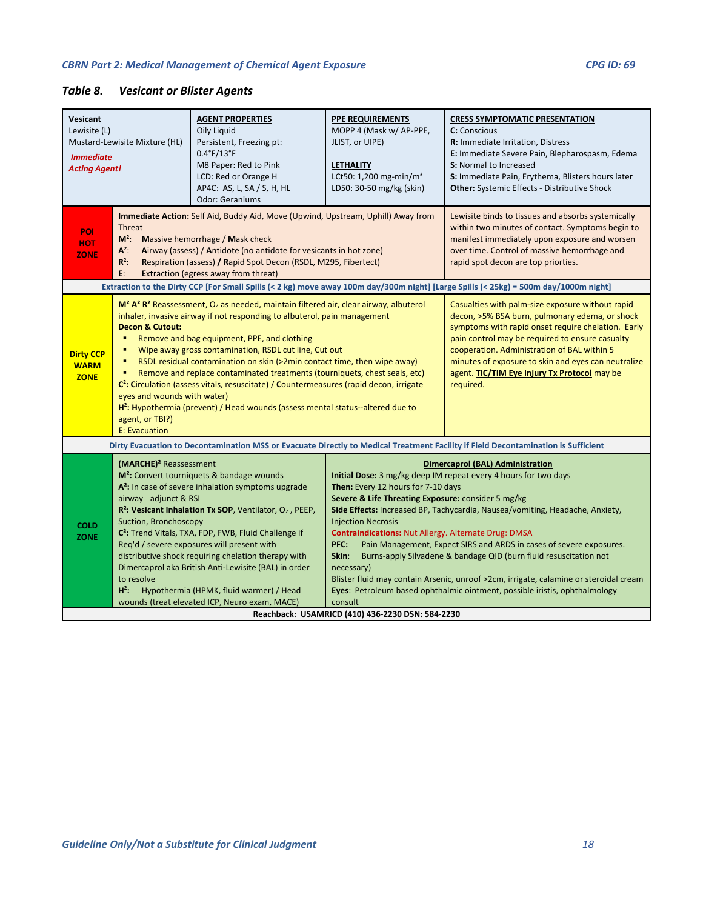### *Table 8. Vesicant or Blister Agents*

| Vesicant<br>Lewisite (L)<br>Mustard-Lewisite Mixture (HL)<br>***Immediate Acting Agent!*** | **AGENT PROPERTIES**<br>Oily Liquid<br>Persistent, Freezing pt: 0.4°F/13°F<br>M8 Paper: Red to Pink<br>LCD: Red or Orange H<br>AP4C: AS, L, SA / S, H, HL<br>Odor: Geraniums | **PPE REQUIREMENTS**<br>MOPP 4 (Mask w/ AP-PPE, JLIST, or UIPE)<br><br>**LETHALITY**<br>LCt50: 1,200 mg-min/m³<br>LD50: 30-50 mg/kg (skin) | **CRESS SYMPTOMATIC PRESENTATION**<br>**C:** Conscious<br>**R:** Immediate Irritation, Distress<br>**E:** Immediate Severe Pain, Blepharospasm, Edema<br>**S:** Normal to Increased<br>**S:** Immediate Pain, Erythema, Blisters hours later<br>**Other:** Systemic Effects - Distributive Shock |
|---|---|---|---|
| **POI HOT ZONE** | **Immediate Action:** Self Aid**,** Buddy Aid, Move (Upwind, Upstream, Uphill) Away from Threat<br>**M²**: **M**assive hemorrhage / **M**ask check<br>**A²**: **A**irway (assess) / **A**ntidote (no antidote for vesicants in hot zone)<br>**R²**: **R**espiration (assess) **/** **R**apid Spot Decon (RSDL, M295, Fibertect)<br>**E**: **E**xtraction (egress away from threat) | | Lewisite binds to tissues and absorbs systemically within two minutes of contact. Symptoms begin to manifest immediately upon exposure and worsen over time. Control of massive hemorrhage and rapid spot decon are top prorities. |
| **Extraction to the Dirty CCP [For Small Spills (< 2 kg) move away 100m day/300m night] [Large Spills (< 25kg) = 500m day/1000m night]** | | | |
| **Dirty CCP WARM ZONE** | **M² A² R²** Reassessment, O₂ as needed, maintain filtered air, clear airway, albuterol inhaler, invasive airway if not responding to albuterol, pain management<br>**Decon & Cutout:**<br>▪ Remove and bag equipment, PPE, and clothing<br>▪ Wipe away gross contamination, RSDL cut line, Cut out<br>▪ RSDL residual contamination on skin (>2min contact time, then wipe away)<br>▪ Remove and replace contaminated treatments (tourniquets, chest seals, etc)<br>**C²: C**irculation (assess vitals, resuscitate) / **C**ountermeasures (rapid decon, irrigate eyes and wounds with water)<br>**H²: H**ypothermia (prevent) / **H**ead wounds (assess mental status--altered due to agent, or TBI?)<br>**E**: **E**vacuation | | Casualties with palm-size exposure without rapid decon, >5% BSA burn, pulmonary edema, or shock symptoms with rapid onset require chelation. Early pain control may be required to ensure casualty cooperation. Administration of BAL within 5 minutes of exposure to skin and eyes can neutralize agent. **TIC/TIM Eye Injury Tx Protocol** may be required. |
| **Dirty Evacuation to Decontamination MSS or Evacuate Directly to Medical Treatment Facility if Field Decontamination is Sufficient** | | | |
| **COLD ZONE** | **(MARCHE)²** Reassessment<br>**M²:** Convert tourniquets & bandage wounds<br>**A²:** In case of severe inhalation symptoms upgrade airway adjunct & RSI<br>**R²: Vesicant Inhalation Tx SOP**, Ventilator, O₂ , PEEP, Suction, Bronchoscopy<br>**C²:** Trend Vitals, TXA, FDP, FWB, Fluid Challenge if Req'd / severe exposures will present with distributive shock requiring chelation therapy with Dimercaprol aka British Anti-Lewisite (BAL) in order to resolve<br>**H²:** Hypothermia (HPMK, fluid warmer) / Head wounds (treat elevated ICP, Neuro exam, MACE) | **Dimercaprol (BAL) Administration**<br>**Initial Dose:** 3 mg/kg deep IM repeat every 4 hours for two days<br>**Then:** Every 12 hours for 7-10 days<br>**Severe & Life Threating Exposure:** consider 5 mg/kg<br>**Side Effects:** Increased BP, Tachycardia, Nausea/vomiting, Headache, Anxiety, Injection Necrosis<br>**Contraindications:** Nut Allergy. Alternate Drug: DMSA<br>**PFC:** Pain Management, Expect SIRS and ARDS in cases of severe exposures.<br>**Skin**: Burns-apply Silvadene & bandage QID (burn fluid resuscitation not necessary)<br>Blister fluid may contain Arsenic, unroof >2cm, irrigate, calamine or steroidal cream<br>**Eyes**: Petroleum based ophthalmic ointment, possible iristis, ophthalmology consult | |
| **Reachback: USAMRICD (410) 436-2230 DSN: 584-2230** | | | |

*Guideline Only/Not a Substitute for Clinical Judgment*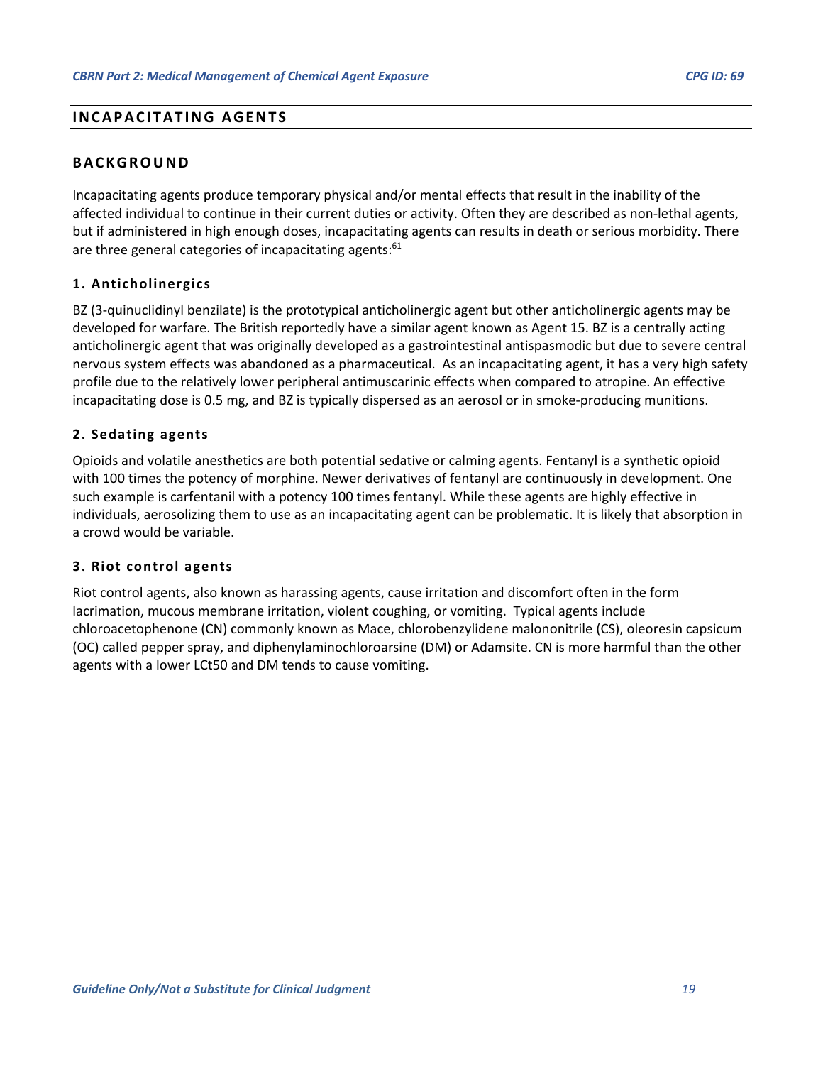## INCAPACITATING AGENTS

### BACKGROUND

Incapacitating agents produce temporary physical and/or mental effects that result in the inability of the affected individual to continue in their current duties or activity. Often they are described as non-lethal agents, but if administered in high enough doses, incapacitating agents can results in death or serious morbidity. There are three general categories of incapacitating agents:[61]

#### 1. Anticholinergics

BZ (3-quinuclidinyl benzilate) is the prototypical anticholinergic agent but other anticholinergic agents may be developed for warfare. The British reportedly have a similar agent known as Agent 15. BZ is a centrally acting anticholinergic agent that was originally developed as a gastrointestinal antispasmodic but due to severe central nervous system effects was abandoned as a pharmaceutical. As an incapacitating agent, it has a very high safety profile due to the relatively lower peripheral antimuscarinic effects when compared to atropine. An effective incapacitating dose is 0.5 mg, and BZ is typically dispersed as an aerosol or in smoke-producing munitions.

#### 2. Sedating agents

Opioids and volatile anesthetics are both potential sedative or calming agents. Fentanyl is a synthetic opioid with 100 times the potency of morphine. Newer derivatives of fentanyl are continuously in development. One such example is carfentanil with a potency 100 times fentanyl. While these agents are highly effective in individuals, aerosolizing them to use as an incapacitating agent can be problematic. It is likely that absorption in a crowd would be variable.

#### 3. Riot control agents

Riot control agents, also known as harassing agents, cause irritation and discomfort often in the form lacrimation, mucous membrane irritation, violent coughing, or vomiting. Typical agents include chloroacetophenone (CN) commonly known as Mace, chlorobenzylidene malononitrile (CS), oleoresin capsicum (OC) called pepper spray, and diphenylaminochloroarsine (DM) or Adamsite. CN is more harmful than the other agents with a lower LCt50 and DM tends to cause vomiting.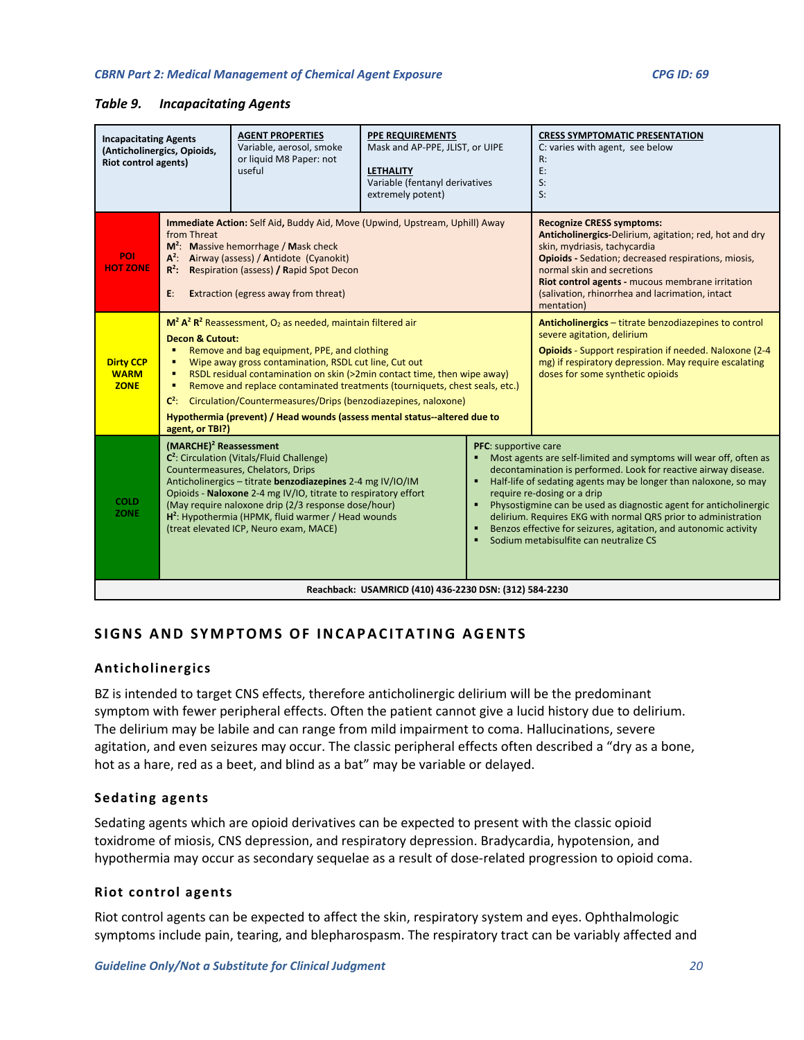**Table 9. Incapacitating Agents**

| **Incapacitating Agents (Anticholinergics, Opioids, Riot control agents)** | **AGENT PROPERTIES**<br>Variable, aerosol, smoke or liquid M8 Paper: not useful | **PPE REQUIREMENTS**<br>Mask and AP-PPE, JLIST, or UIPE<br><br>**LETHALITY**<br>Variable (fentanyl derivatives extremely potent) | **CRESS SYMPTOMATIC PRESENTATION**<br>C: varies with agent, see below<br>R:<br>E:<br>S:<br>S: |
|---|---|---|---|
| **POI HOT ZONE** | **Immediate Action:** Self Aid, Buddy Aid, Move (Upwind, Upstream, Uphill) Away from Threat<br>**M²**: **M**assive hemorrhage / **M**ask check<br>**A²**: **A**irway (assess) / **A**ntidote (Cyanokit)<br>**R²**: **R**espiration (assess) / **R**apid Spot Decon<br><br>**E**: **E**xtraction (egress away from threat) | | **Recognize CRESS symptoms:**<br>**Anticholinergics-**Delirium, agitation; red, hot and dry skin, mydriasis, tachycardia<br>**Opioids -** Sedation; decreased respirations, miosis, normal skin and secretions<br>**Riot control agents -** mucous membrane irritation (salivation, rhinorrhea and lacrimation, intact mentation) |
| **Dirty CCP WARM ZONE** | **M² A² R²** Reassessment, $O_2$ as needed, maintain filtered air<br>**Decon & Cutout:**<br>▪ Remove and bag equipment, PPE, and clothing<br>▪ Wipe away gross contamination, RSDL cut line, Cut out<br>▪ RSDL residual contamination on skin (>2min contact time, then wipe away)<br>▪ Remove and replace contaminated treatments (tourniquets, chest seals, etc.)<br>**C²**: Circulation/Countermeasures/Drips (benzodiazepines, naloxone)<br>**Hypothermia (prevent) / Head wounds (assess mental status--altered due to agent, or TBI?)** | | **Anticholinergics** – titrate benzodiazepines to control severe agitation, delirium<br>**Opioids** - Support respiration if needed. Naloxone (2-4 mg) if respiratory depression. May require escalating doses for some synthetic opioids |
| **COLD ZONE** | **(MARCHE)² Reassessment**<br>**C²**: Circulation (Vitals/Fluid Challenge)<br>Countermeasures, Chelators, Drips<br>Anticholinergics – titrate **benzodiazepines** 2-4 mg IV/IO/IM<br>Opioids - **Naloxone** 2-4 mg IV/IO, titrate to respiratory effort<br>(May require naloxone drip (2/3 response dose/hour)<br>**H²**: Hypothermia (HPMK, fluid warmer / Head wounds<br>(treat elevated ICP, Neuro exam, MACE) | **PFC**: supportive care<br>▪ Most agents are self-limited and symptoms will wear off, often as decontamination is performed. Look for reactive airway disease.<br>▪ Half-life of sedating agents may be longer than naloxone, so may require re-dosing or a drip<br>▪ Physostigmine can be used as diagnostic agent for anticholinergic delirium. Requires EKG with normal QRS prior to administration<br>▪ Benzos effective for seizures, agitation, and autonomic activity<br>▪ Sodium metabisulfite can neutralize CS | |
| **Reachback: USAMRICD (410) 436-2230 DSN: (312) 584-2230** | | | |

## SIGNS AND SYMPTOMS OF INCAPACITATING AGENTS

### Anticholinergics

BZ is intended to target CNS effects, therefore anticholinergic delirium will be the predominant symptom with fewer peripheral effects. Often the patient cannot give a lucid history due to delirium. The delirium may be labile and can range from mild impairment to coma. Hallucinations, severe agitation, and even seizures may occur. The classic peripheral effects often described a "dry as a bone, hot as a hare, red as a beet, and blind as a bat" may be variable or delayed.

### Sedating agents

Sedating agents which are opioid derivatives can be expected to present with the classic opioid toxidrome of miosis, CNS depression, and respiratory depression. Bradycardia, hypotension, and hypothermia may occur as secondary sequelae as a result of dose-related progression to opioid coma.

### Riot control agents

Riot control agents can be expected to affect the skin, respiratory system and eyes. Ophthalmologic symptoms include pain, tearing, and blepharospasm. The respiratory tract can be variably affected and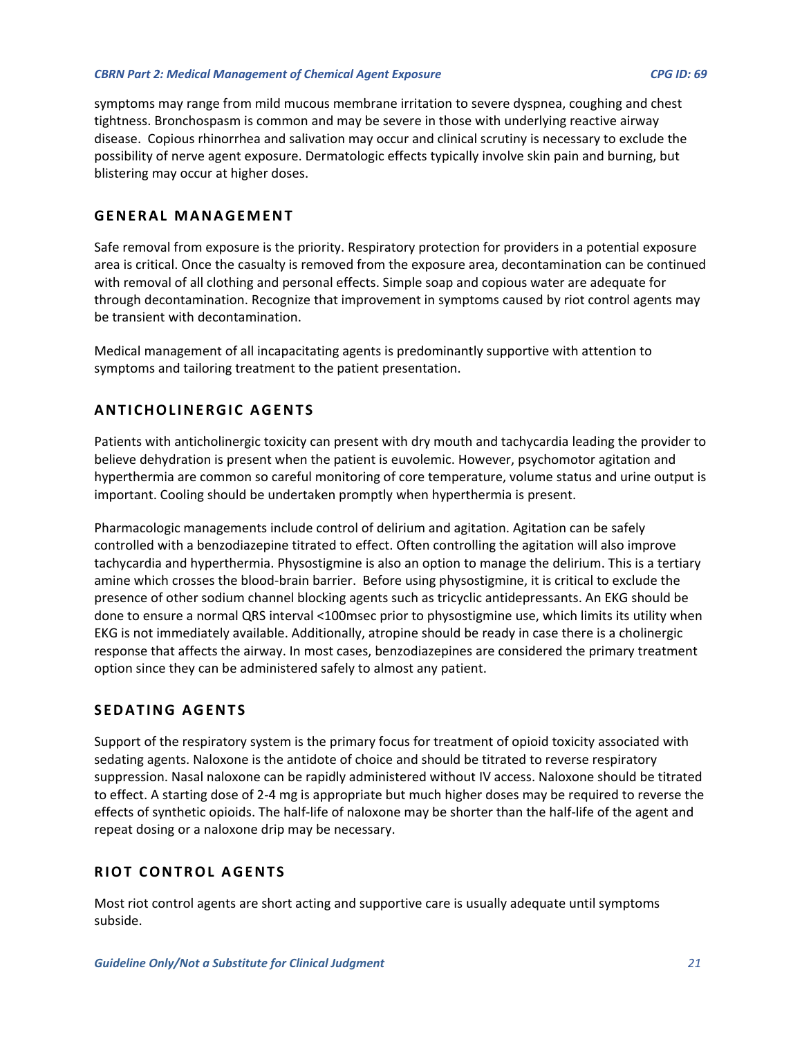symptoms may range from mild mucous membrane irritation to severe dyspnea, coughing and chest tightness. Bronchospasm is common and may be severe in those with underlying reactive airway disease. Copious rhinorrhea and salivation may occur and clinical scrutiny is necessary to exclude the possibility of nerve agent exposure. Dermatologic effects typically involve skin pain and burning, but blistering may occur at higher doses.

## GENERAL MANAGEMENT

Safe removal from exposure is the priority. Respiratory protection for providers in a potential exposure area is critical. Once the casualty is removed from the exposure area, decontamination can be continued with removal of all clothing and personal effects. Simple soap and copious water are adequate for through decontamination. Recognize that improvement in symptoms caused by riot control agents may be transient with decontamination.

Medical management of all incapacitating agents is predominantly supportive with attention to symptoms and tailoring treatment to the patient presentation.

## ANTICHOLINERGIC AGENTS

Patients with anticholinergic toxicity can present with dry mouth and tachycardia leading the provider to believe dehydration is present when the patient is euvolemic. However, psychomotor agitation and hyperthermia are common so careful monitoring of core temperature, volume status and urine output is important. Cooling should be undertaken promptly when hyperthermia is present.

Pharmacologic managements include control of delirium and agitation. Agitation can be safely controlled with a benzodiazepine titrated to effect. Often controlling the agitation will also improve tachycardia and hyperthermia. Physostigmine is also an option to manage the delirium. This is a tertiary amine which crosses the blood-brain barrier. Before using physostigmine, it is critical to exclude the presence of other sodium channel blocking agents such as tricyclic antidepressants. An EKG should be done to ensure a normal QRS interval <100msec prior to physostigmine use, which limits its utility when EKG is not immediately available. Additionally, atropine should be ready in case there is a cholinergic response that affects the airway. In most cases, benzodiazepines are considered the primary treatment option since they can be administered safely to almost any patient.

## SEDATING AGENTS

Support of the respiratory system is the primary focus for treatment of opioid toxicity associated with sedating agents. Naloxone is the antidote of choice and should be titrated to reverse respiratory suppression. Nasal naloxone can be rapidly administered without IV access. Naloxone should be titrated to effect. A starting dose of 2-4 mg is appropriate but much higher doses may be required to reverse the effects of synthetic opioids. The half-life of naloxone may be shorter than the half-life of the agent and repeat dosing or a naloxone drip may be necessary.

## RIOT CONTROL AGENTS

Most riot control agents are short acting and supportive care is usually adequate until symptoms subside.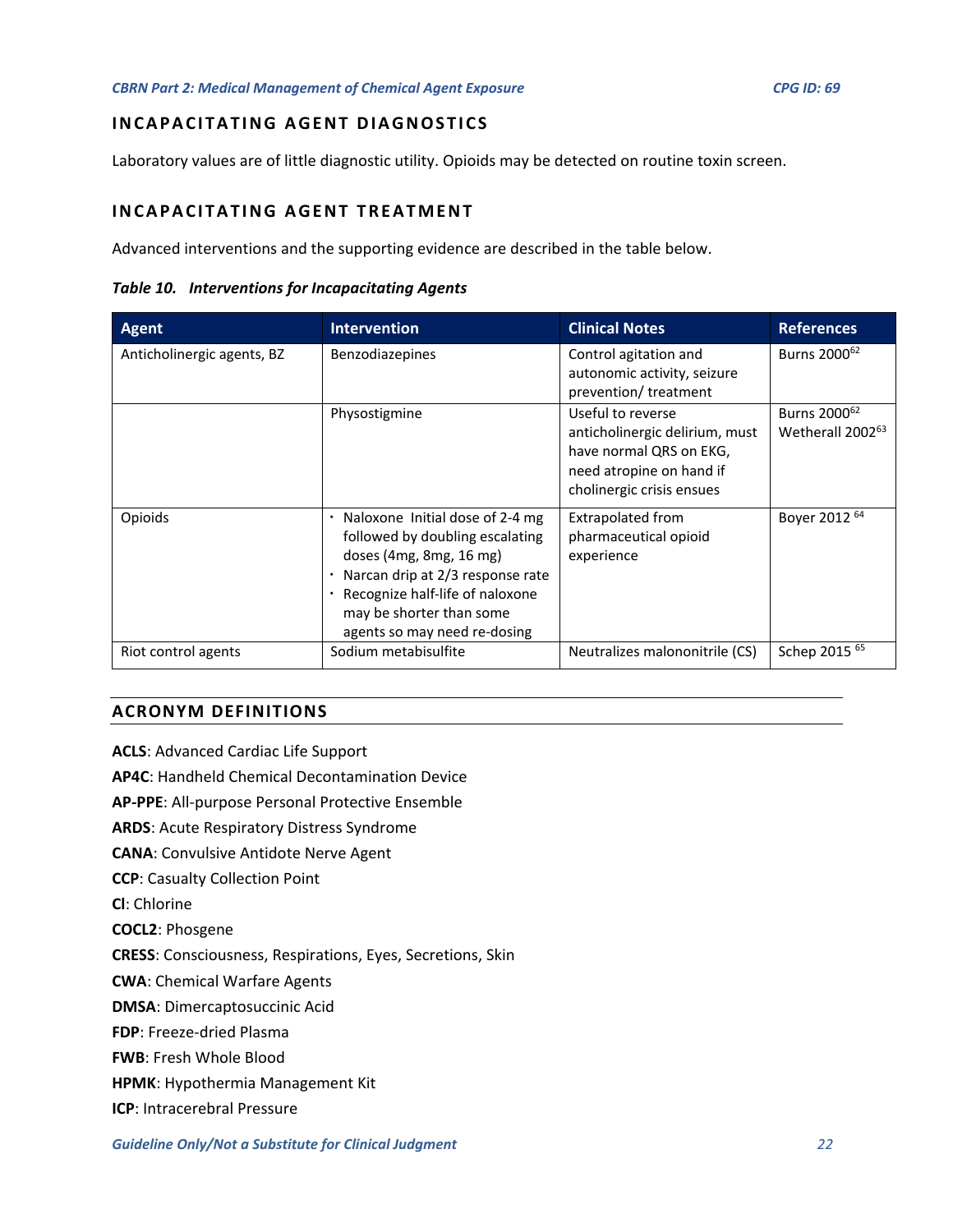## INCAPACITATING AGENT DIAGNOSTICS

Laboratory values are of little diagnostic utility. Opioids may be detected on routine toxin screen.

## INCAPACITATING AGENT TREATMENT

Advanced interventions and the supporting evidence are described in the table below.

***Table 10. Interventions for Incapacitating Agents***

| Agent | Intervention | Clinical Notes | References |
|---|---|---|---|
| Anticholinergic agents, BZ | Benzodiazepines | Control agitation and autonomic activity, seizure prevention/ treatment | Burns 2000[62] |
| | Physostigmine | Useful to reverse anticholinergic delirium, must have normal QRS on EKG, need atropine on hand if cholinergic crisis ensues | Burns 2000[62] Wetherall 2002[63] |
| Opioids | • Naloxone Initial dose of 2-4 mg followed by doubling escalating doses (4mg, 8mg, 16 mg) • Narcan drip at 2/3 response rate • Recognize half-life of naloxone may be shorter than some agents so may need re-dosing | Extrapolated from pharmaceutical opioid experience | Boyer 2012 [64] |
| Riot control agents | Sodium metabisulfite | Neutralizes malononitrile (CS) | Schep 2015 [65] |

## ACRONYM DEFINITIONS

**ACLS**: Advanced Cardiac Life Support

**AP4C**: Handheld Chemical Decontamination Device

**AP-PPE**: All-purpose Personal Protective Ensemble

**ARDS**: Acute Respiratory Distress Syndrome

**CANA**: Convulsive Antidote Nerve Agent

**CCP**: Casualty Collection Point

**Cl**: Chlorine

**COCL2**: Phosgene

**CRESS**: Consciousness, Respirations, Eyes, Secretions, Skin

**CWA**: Chemical Warfare Agents

**DMSA**: Dimercaptosuccinic Acid

**FDP**: Freeze-dried Plasma

**FWB**: Fresh Whole Blood

**HPMK**: Hypothermia Management Kit

**ICP**: Intracerebral Pressure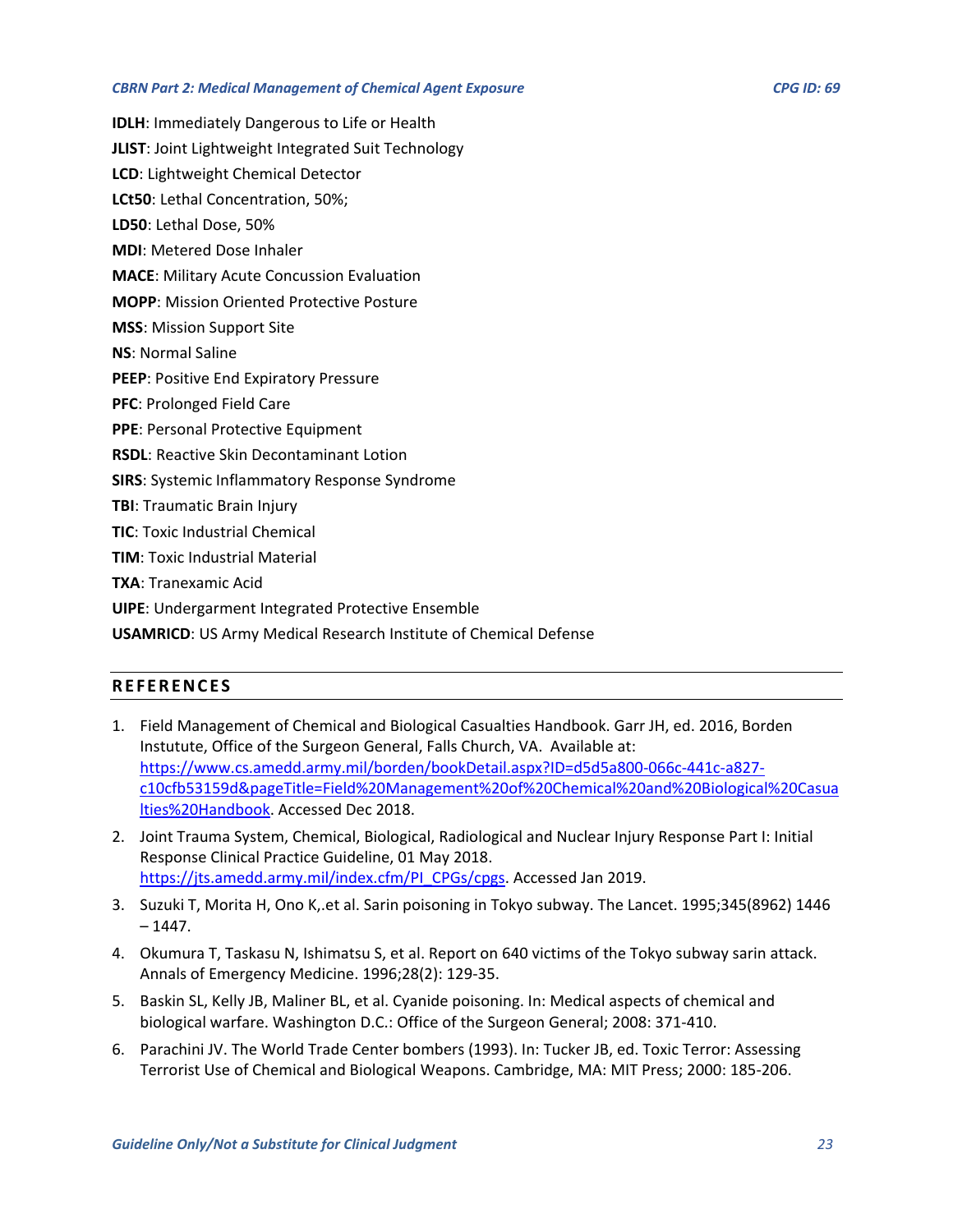**IDLH**: Immediately Dangerous to Life or Health

**JLIST**: Joint Lightweight Integrated Suit Technology

**LCD**: Lightweight Chemical Detector

**LCt50**: Lethal Concentration, 50%;

**LD50**: Lethal Dose, 50%

**MDI**: Metered Dose Inhaler

**MACE**: Military Acute Concussion Evaluation

**MOPP**: Mission Oriented Protective Posture

**MSS**: Mission Support Site

**NS**: Normal Saline

**PEEP**: Positive End Expiratory Pressure

**PFC**: Prolonged Field Care

**PPE**: Personal Protective Equipment

**RSDL**: Reactive Skin Decontaminant Lotion

**SIRS**: Systemic Inflammatory Response Syndrome

**TBI**: Traumatic Brain Injury

**TIC**: Toxic Industrial Chemical

**TIM**: Toxic Industrial Material

**TXA**: Tranexamic Acid

**UIPE**: Undergarment Integrated Protective Ensemble

**USAMRICD**: US Army Medical Research Institute of Chemical Defense

## REFERENCES

1. Field Management of Chemical and Biological Casualties Handbook. Garr JH, ed. 2016, Borden Instutute, Office of the Surgeon General, Falls Church, VA. Available at: https://www.cs.amedd.army.mil/borden/bookDetail.aspx?ID=d5d5a800-066c-441c-a827-c10cfb53159d&pageTitle=Field%20Management%20of%20Chemical%20and%20Biological%20Casualties%20Handbook. Accessed Dec 2018.
2. Joint Trauma System, Chemical, Biological, Radiological and Nuclear Injury Response Part I: Initial Response Clinical Practice Guideline, 01 May 2018. https://jts.amedd.army.mil/index.cfm/PI_CPGs/cpgs. Accessed Jan 2019.
3. Suzuki T, Morita H, Ono K,.et al. Sarin poisoning in Tokyo subway. The Lancet. 1995;345(8962) 1446 – 1447.
4. Okumura T, Taskasu N, Ishimatsu S, et al. Report on 640 victims of the Tokyo subway sarin attack. Annals of Emergency Medicine. 1996;28(2): 129-35.
5. Baskin SL, Kelly JB, Maliner BL, et al. Cyanide poisoning. In: Medical aspects of chemical and biological warfare. Washington D.C.: Office of the Surgeon General; 2008: 371-410.
6. Parachini JV. The World Trade Center bombers (1993). In: Tucker JB, ed. Toxic Terror: Assessing Terrorist Use of Chemical and Biological Weapons. Cambridge, MA: MIT Press; 2000: 185-206.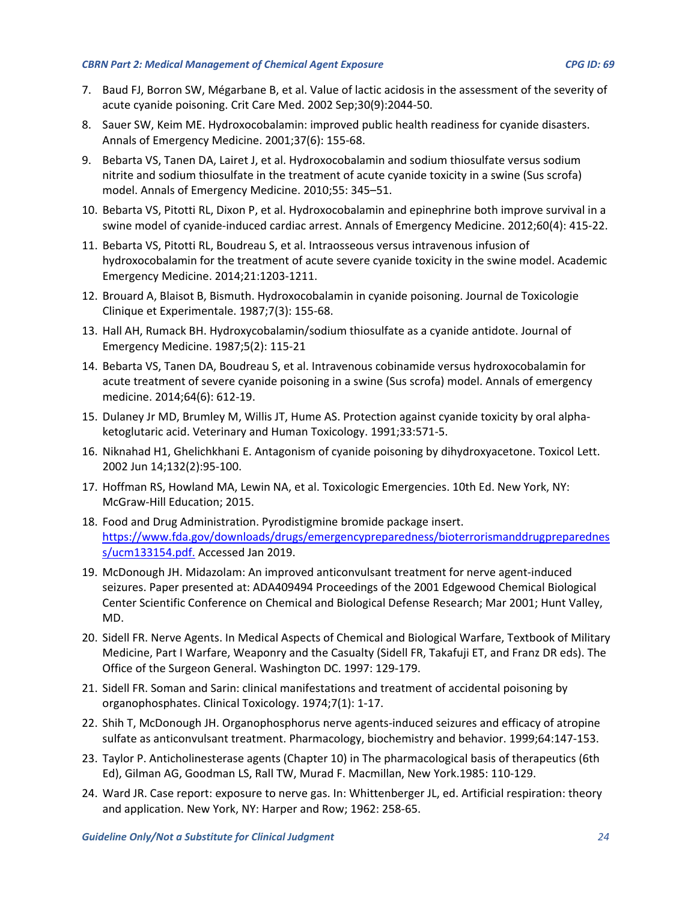7. Baud FJ, Borron SW, Mégarbane B, et al. Value of lactic acidosis in the assessment of the severity of acute cyanide poisoning. Crit Care Med. 2002 Sep;30(9):2044-50.
8. Sauer SW, Keim ME. Hydroxocobalamin: improved public health readiness for cyanide disasters. Annals of Emergency Medicine. 2001;37(6): 155-68.
9. Bebarta VS, Tanen DA, Lairet J, et al. Hydroxocobalamin and sodium thiosulfate versus sodium nitrite and sodium thiosulfate in the treatment of acute cyanide toxicity in a swine (Sus scrofa) model. Annals of Emergency Medicine. 2010;55: 345–51.
10. Bebarta VS, Pitotti RL, Dixon P, et al. Hydroxocobalamin and epinephrine both improve survival in a swine model of cyanide-induced cardiac arrest. Annals of Emergency Medicine. 2012;60(4): 415-22.
11. Bebarta VS, Pitotti RL, Boudreau S, et al. Intraosseous versus intravenous infusion of hydroxocobalamin for the treatment of acute severe cyanide toxicity in the swine model. Academic Emergency Medicine. 2014;21:1203-1211.
12. Brouard A, Blaisot B, Bismuth. Hydroxocobalamin in cyanide poisoning. Journal de Toxicologie Clinique et Experimentale. 1987;7(3): 155-68.
13. Hall AH, Rumack BH. Hydroxycobalamin/sodium thiosulfate as a cyanide antidote. Journal of Emergency Medicine. 1987;5(2): 115-21
14. Bebarta VS, Tanen DA, Boudreau S, et al. Intravenous cobinamide versus hydroxocobalamin for acute treatment of severe cyanide poisoning in a swine (Sus scrofa) model. Annals of emergency medicine. 2014;64(6): 612-19.
15. Dulaney Jr MD, Brumley M, Willis JT, Hume AS. Protection against cyanide toxicity by oral alpha-ketoglutaric acid. Veterinary and Human Toxicology. 1991;33:571-5.
16. Niknahad H1, Ghelichkhani E. Antagonism of cyanide poisoning by dihydroxyacetone. Toxicol Lett. 2002 Jun 14;132(2):95-100.
17. Hoffman RS, Howland MA, Lewin NA, et al. Toxicologic Emergencies. 10th Ed. New York, NY: McGraw-Hill Education; 2015.
18. Food and Drug Administration. Pyrodistigmine bromide package insert. https://www.fda.gov/downloads/drugs/emergencypreparedness/bioterrorismanddrugpreparedness/ucm133154.pdf. Accessed Jan 2019.
19. McDonough JH. Midazolam: An improved anticonvulsant treatment for nerve agent-induced seizures. Paper presented at: ADA409494 Proceedings of the 2001 Edgewood Chemical Biological Center Scientific Conference on Chemical and Biological Defense Research; Mar 2001; Hunt Valley, MD.
20. Sidell FR. Nerve Agents. In Medical Aspects of Chemical and Biological Warfare, Textbook of Military Medicine, Part I Warfare, Weaponry and the Casualty (Sidell FR, Takafuji ET, and Franz DR eds). The Office of the Surgeon General. Washington DC. 1997: 129-179.
21. Sidell FR. Soman and Sarin: clinical manifestations and treatment of accidental poisoning by organophosphates. Clinical Toxicology. 1974;7(1): 1-17.
22. Shih T, McDonough JH. Organophosphorus nerve agents-induced seizures and efficacy of atropine sulfate as anticonvulsant treatment. Pharmacology, biochemistry and behavior. 1999;64:147-153.
23. Taylor P. Anticholinesterase agents (Chapter 10) in The pharmacological basis of therapeutics (6th Ed), Gilman AG, Goodman LS, Rall TW, Murad F. Macmillan, New York.1985: 110-129.
24. Ward JR. Case report: exposure to nerve gas. In: Whittenberger JL, ed. Artificial respiration: theory and application. New York, NY: Harper and Row; 1962: 258-65.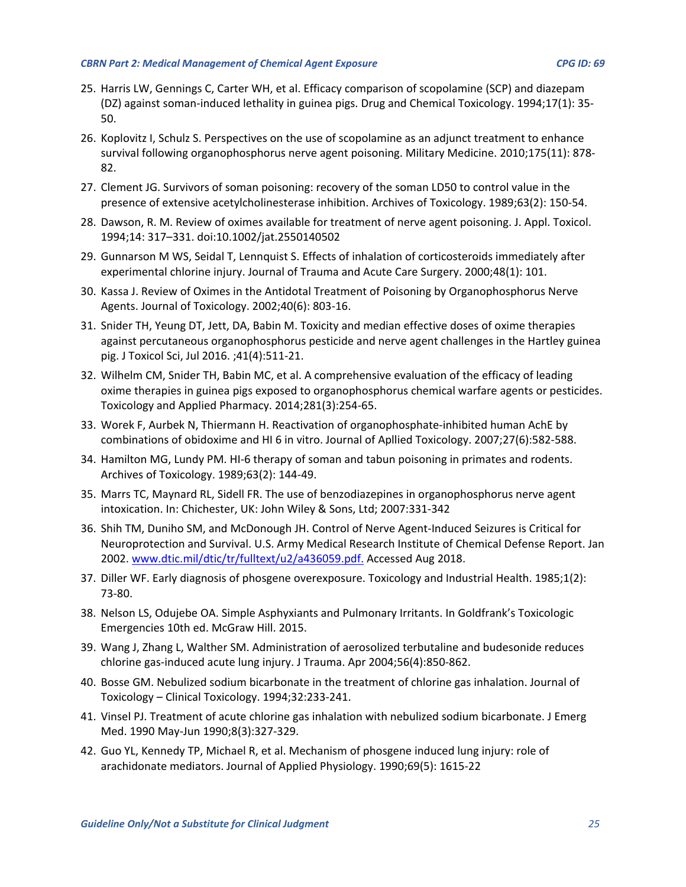25. Harris LW, Gennings C, Carter WH, et al. Efficacy comparison of scopolamine (SCP) and diazepam (DZ) against soman-induced lethality in guinea pigs. Drug and Chemical Toxicology. 1994;17(1): 35-50.
26. Koplovitz I, Schulz S. Perspectives on the use of scopolamine as an adjunct treatment to enhance survival following organophosphorus nerve agent poisoning. Military Medicine. 2010;175(11): 878-82.
27. Clement JG. Survivors of soman poisoning: recovery of the soman LD50 to control value in the presence of extensive acetylcholinesterase inhibition. Archives of Toxicology. 1989;63(2): 150-54.
28. Dawson, R. M. Review of oximes available for treatment of nerve agent poisoning. J. Appl. Toxicol. 1994;14: 317–331. doi:10.1002/jat.2550140502
29. Gunnarson M WS, Seidal T, Lennquist S. Effects of inhalation of corticosteroids immediately after experimental chlorine injury. Journal of Trauma and Acute Care Surgery. 2000;48(1): 101.
30. Kassa J. Review of Oximes in the Antidotal Treatment of Poisoning by Organophosphorus Nerve Agents. Journal of Toxicology. 2002;40(6): 803-16.
31. Snider TH, Yeung DT, Jett, DA, Babin M. Toxicity and median effective doses of oxime therapies against percutaneous organophosphorus pesticide and nerve agent challenges in the Hartley guinea pig. J Toxicol Sci, Jul 2016. ;41(4):511-21.
32. Wilhelm CM, Snider TH, Babin MC, et al. A comprehensive evaluation of the efficacy of leading oxime therapies in guinea pigs exposed to organophosphorus chemical warfare agents or pesticides. Toxicology and Applied Pharmacy. 2014;281(3):254-65.
33. Worek F, Aurbek N, Thiermann H. Reactivation of organophosphate-inhibited human AchE by combinations of obidoxime and HI 6 in vitro. Journal of Apllied Toxicology. 2007;27(6):582-588.
34. Hamilton MG, Lundy PM. HI-6 therapy of soman and tabun poisoning in primates and rodents. Archives of Toxicology. 1989;63(2): 144-49.
35. Marrs TC, Maynard RL, Sidell FR. The use of benzodiazepines in organophosphorus nerve agent intoxication. In: Chichester, UK: John Wiley & Sons, Ltd; 2007:331-342
36. Shih TM, Duniho SM, and McDonough JH. Control of Nerve Agent-Induced Seizures is Critical for Neuroprotection and Survival. U.S. Army Medical Research Institute of Chemical Defense Report. Jan 2002. www.dtic.mil/dtic/tr/fulltext/u2/a436059.pdf. Accessed Aug 2018.
37. Diller WF. Early diagnosis of phosgene overexposure. Toxicology and Industrial Health. 1985;1(2): 73-80.
38. Nelson LS, Odujebe OA. Simple Asphyxiants and Pulmonary Irritants. In Goldfrank's Toxicologic Emergencies 10th ed. McGraw Hill. 2015.
39. Wang J, Zhang L, Walther SM. Administration of aerosolized terbutaline and budesonide reduces chlorine gas-induced acute lung injury. J Trauma. Apr 2004;56(4):850-862.
40. Bosse GM. Nebulized sodium bicarbonate in the treatment of chlorine gas inhalation. Journal of Toxicology – Clinical Toxicology. 1994;32:233-241.
41. Vinsel PJ. Treatment of acute chlorine gas inhalation with nebulized sodium bicarbonate. J Emerg Med. 1990 May-Jun 1990;8(3):327-329.
42. Guo YL, Kennedy TP, Michael R, et al. Mechanism of phosgene induced lung injury: role of arachidonate mediators. Journal of Applied Physiology. 1990;69(5): 1615-22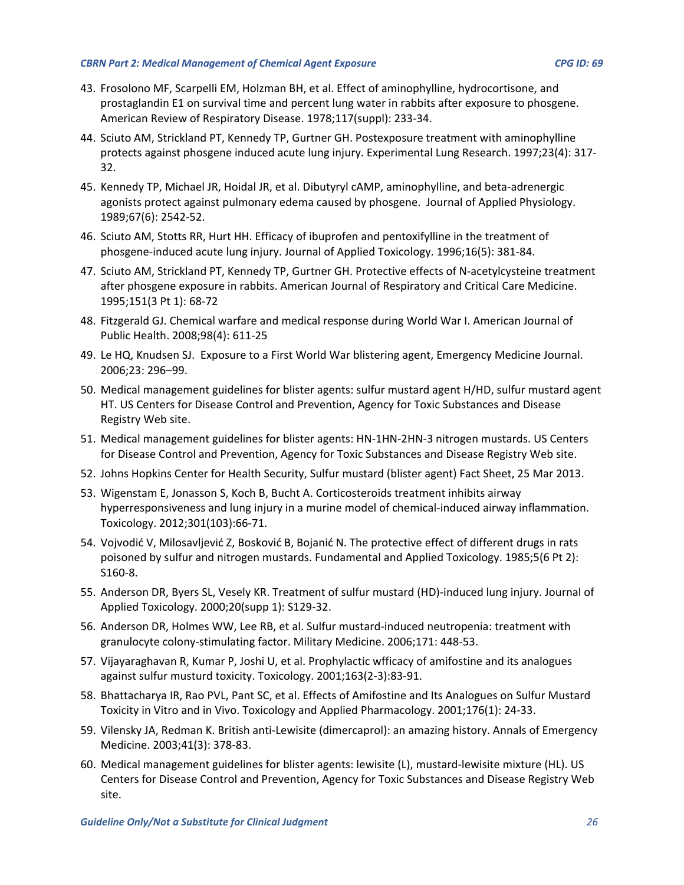43. Frosolono MF, Scarpelli EM, Holzman BH, et al. Effect of aminophylline, hydrocortisone, and prostaglandin E1 on survival time and percent lung water in rabbits after exposure to phosgene. American Review of Respiratory Disease. 1978;117(suppl): 233-34.
44. Sciuto AM, Strickland PT, Kennedy TP, Gurtner GH. Postexposure treatment with aminophylline protects against phosgene induced acute lung injury. Experimental Lung Research. 1997;23(4): 317-32.
45. Kennedy TP, Michael JR, Hoidal JR, et al. Dibutyryl cAMP, aminophylline, and beta-adrenergic agonists protect against pulmonary edema caused by phosgene. Journal of Applied Physiology. 1989;67(6): 2542-52.
46. Sciuto AM, Stotts RR, Hurt HH. Efficacy of ibuprofen and pentoxifylline in the treatment of phosgene-induced acute lung injury. Journal of Applied Toxicology. 1996;16(5): 381-84.
47. Sciuto AM, Strickland PT, Kennedy TP, Gurtner GH. Protective effects of N-acetylcysteine treatment after phosgene exposure in rabbits. American Journal of Respiratory and Critical Care Medicine. 1995;151(3 Pt 1): 68-72
48. Fitzgerald GJ. Chemical warfare and medical response during World War I. American Journal of Public Health. 2008;98(4): 611-25
49. Le HQ, Knudsen SJ. Exposure to a First World War blistering agent, Emergency Medicine Journal. 2006;23: 296–99.
50. Medical management guidelines for blister agents: sulfur mustard agent H/HD, sulfur mustard agent HT. US Centers for Disease Control and Prevention, Agency for Toxic Substances and Disease Registry Web site.
51. Medical management guidelines for blister agents: HN-1HN-2HN-3 nitrogen mustards. US Centers for Disease Control and Prevention, Agency for Toxic Substances and Disease Registry Web site.
52. Johns Hopkins Center for Health Security, Sulfur mustard (blister agent) Fact Sheet, 25 Mar 2013.
53. Wigenstam E, Jonasson S, Koch B, Bucht A. Corticosteroids treatment inhibits airway hyperresponsiveness and lung injury in a murine model of chemical-induced airway inflammation. Toxicology. 2012;301(103):66-71.
54. Vojvodić V, Milosavljević Z, Bosković B, Bojanić N. The protective effect of different drugs in rats poisoned by sulfur and nitrogen mustards. Fundamental and Applied Toxicology. 1985;5(6 Pt 2): S160-8.
55. Anderson DR, Byers SL, Vesely KR. Treatment of sulfur mustard (HD)-induced lung injury. Journal of Applied Toxicology. 2000;20(supp 1): S129-32.
56. Anderson DR, Holmes WW, Lee RB, et al. Sulfur mustard-induced neutropenia: treatment with granulocyte colony-stimulating factor. Military Medicine. 2006;171: 448-53.
57. Vijayaraghavan R, Kumar P, Joshi U, et al. Prophylactic wfficacy of amifostine and its analogues against sulfur musturd toxicity. Toxicology. 2001;163(2-3):83-91.
58. Bhattacharya IR, Rao PVL, Pant SC, et al. Effects of Amifostine and Its Analogues on Sulfur Mustard Toxicity in Vitro and in Vivo. Toxicology and Applied Pharmacology. 2001;176(1): 24-33.
59. Vilensky JA, Redman K. British anti-Lewisite (dimercaprol): an amazing history. Annals of Emergency Medicine. 2003;41(3): 378-83.
60. Medical management guidelines for blister agents: lewisite (L), mustard-lewisite mixture (HL). US Centers for Disease Control and Prevention, Agency for Toxic Substances and Disease Registry Web site.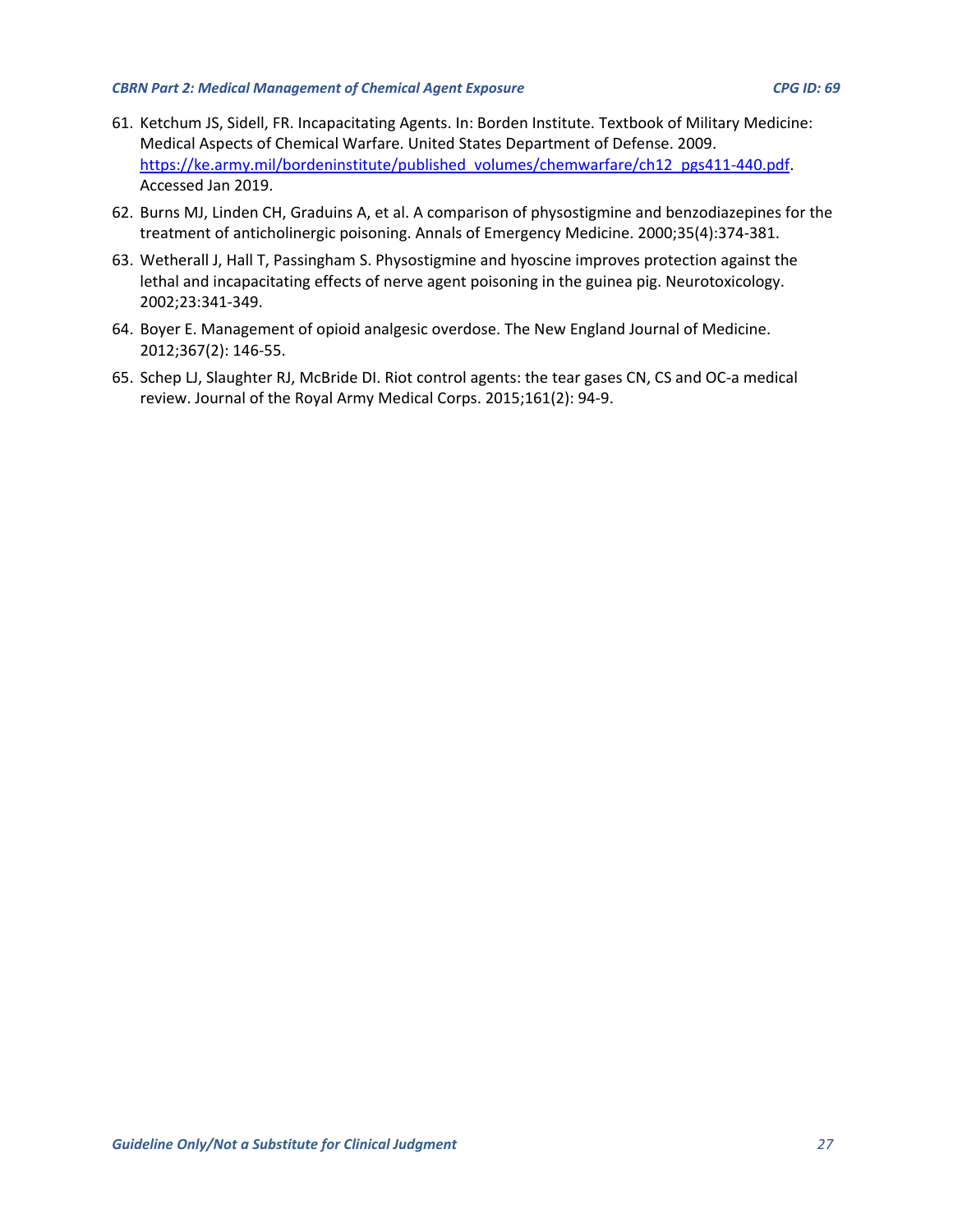61. Ketchum JS, Sidell, FR. Incapacitating Agents. In: Borden Institute. Textbook of Military Medicine: Medical Aspects of Chemical Warfare. United States Department of Defense. 2009. https://ke.army.mil/bordeninstitute/published_volumes/chemwarfare/ch12_pgs411-440.pdf. Accessed Jan 2019.
62. Burns MJ, Linden CH, Graduins A, et al. A comparison of physostigmine and benzodiazepines for the treatment of anticholinergic poisoning. Annals of Emergency Medicine. 2000;35(4):374-381.
63. Wetherall J, Hall T, Passingham S. Physostigmine and hyoscine improves protection against the lethal and incapacitating effects of nerve agent poisoning in the guinea pig. Neurotoxicology. 2002;23:341-349.
64. Boyer E. Management of opioid analgesic overdose. The New England Journal of Medicine. 2012;367(2): 146-55.
65. Schep LJ, Slaughter RJ, McBride DI. Riot control agents: the tear gases CN, CS and OC-a medical review. Journal of the Royal Army Medical Corps. 2015;161(2): 94-9.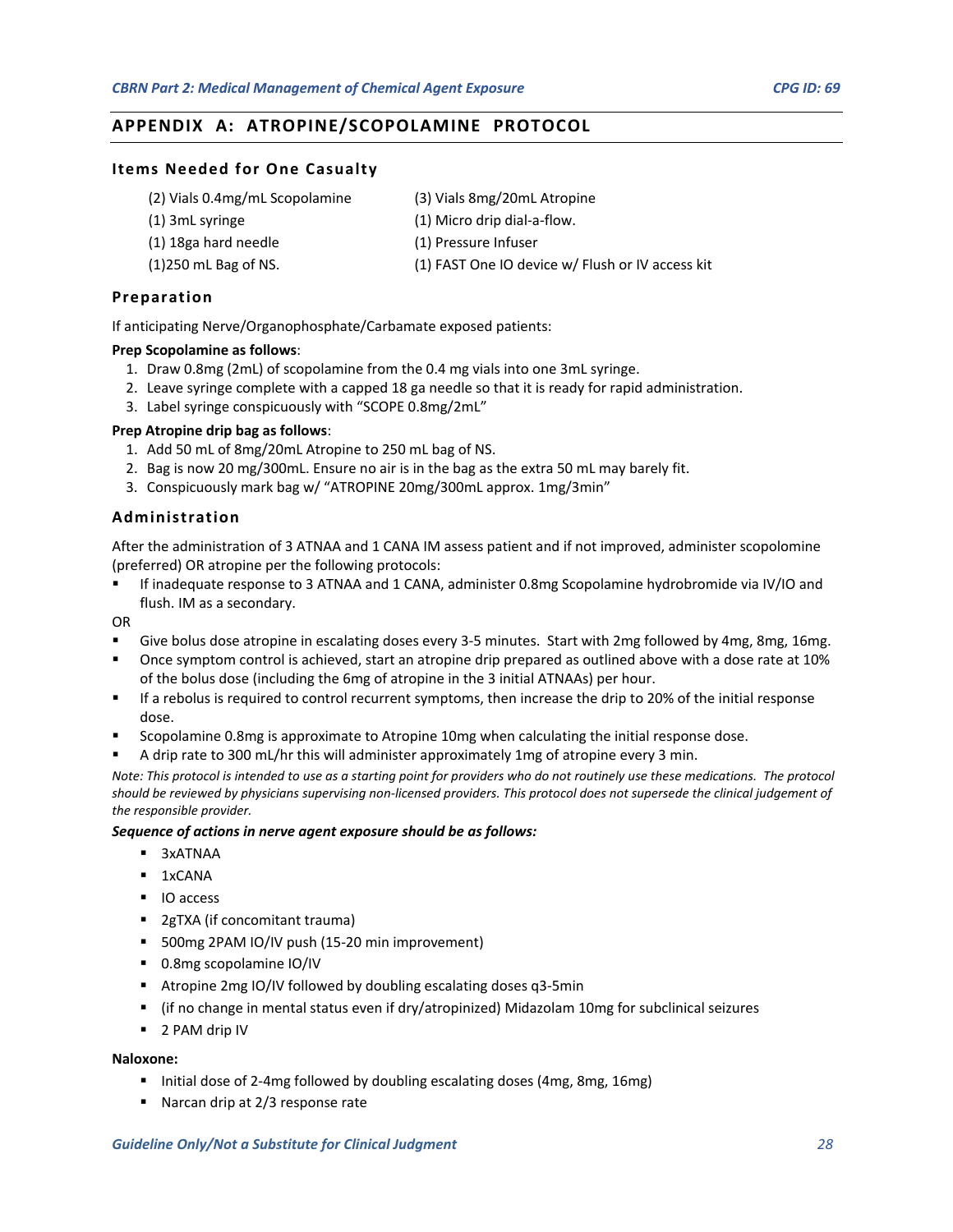## APPENDIX A: ATROPINE/SCOPOLAMINE PROTOCOL

### Items Needed for One Casualty

- (2) Vials 0.4mg/mL Scopolamine
- (1) 3mL syringe
- (1) 18ga hard needle
- (1)250 mL Bag of NS.
- (3) Vials 8mg/20mL Atropine
- (1) Micro drip dial-a-flow.
- (1) Pressure Infuser
- (1) FAST One IO device w/ Flush or IV access kit

### Preparation

If anticipating Nerve/Organophosphate/Carbamate exposed patients:

**Prep Scopolamine as follows**:

1. Draw 0.8mg (2mL) of scopolamine from the 0.4 mg vials into one 3mL syringe.
2. Leave syringe complete with a capped 18 ga needle so that it is ready for rapid administration.
3. Label syringe conspicuously with "SCOPE 0.8mg/2mL"

**Prep Atropine drip bag as follows**:

1. Add 50 mL of 8mg/20mL Atropine to 250 mL bag of NS.
2. Bag is now 20 mg/300mL. Ensure no air is in the bag as the extra 50 mL may barely fit.
3. Conspicuously mark bag w/ "ATROPINE 20mg/300mL approx. 1mg/3min"

### Administration

After the administration of 3 ATNAA and 1 CANA IM assess patient and if not improved, administer scopolomine (preferred) OR atropine per the following protocols:

- If inadequate response to 3 ATNAA and 1 CANA, administer 0.8mg Scopolamine hydrobromide via IV/IO and flush. IM as a secondary.

OR

- Give bolus dose atropine in escalating doses every 3-5 minutes. Start with 2mg followed by 4mg, 8mg, 16mg.
- Once symptom control is achieved, start an atropine drip prepared as outlined above with a dose rate at 10% of the bolus dose (including the 6mg of atropine in the 3 initial ATNAAs) per hour.
- If a rebolus is required to control recurrent symptoms, then increase the drip to 20% of the initial response dose.
- Scopolamine 0.8mg is approximate to Atropine 10mg when calculating the initial response dose.
- A drip rate to 300 mL/hr this will administer approximately 1mg of atropine every 3 min.

*Note: This protocol is intended to use as a starting point for providers who do not routinely use these medications. The protocol should be reviewed by physicians supervising non-licensed providers. This protocol does not supersede the clinical judgement of the responsible provider.*

***Sequence of actions in nerve agent exposure should be as follows:***

- 3xATNAA
- 1xCANA
- IO access
- 2gTXA (if concomitant trauma)
- 500mg 2PAM IO/IV push (15-20 min improvement)
- 0.8mg scopolamine IO/IV
- Atropine 2mg IO/IV followed by doubling escalating doses q3-5min
- (if no change in mental status even if dry/atropinized) Midazolam 10mg for subclinical seizures
- 2 PAM drip IV

**Naloxone:**

- Initial dose of 2-4mg followed by doubling escalating doses (4mg, 8mg, 16mg)
- Narcan drip at 2/3 response rate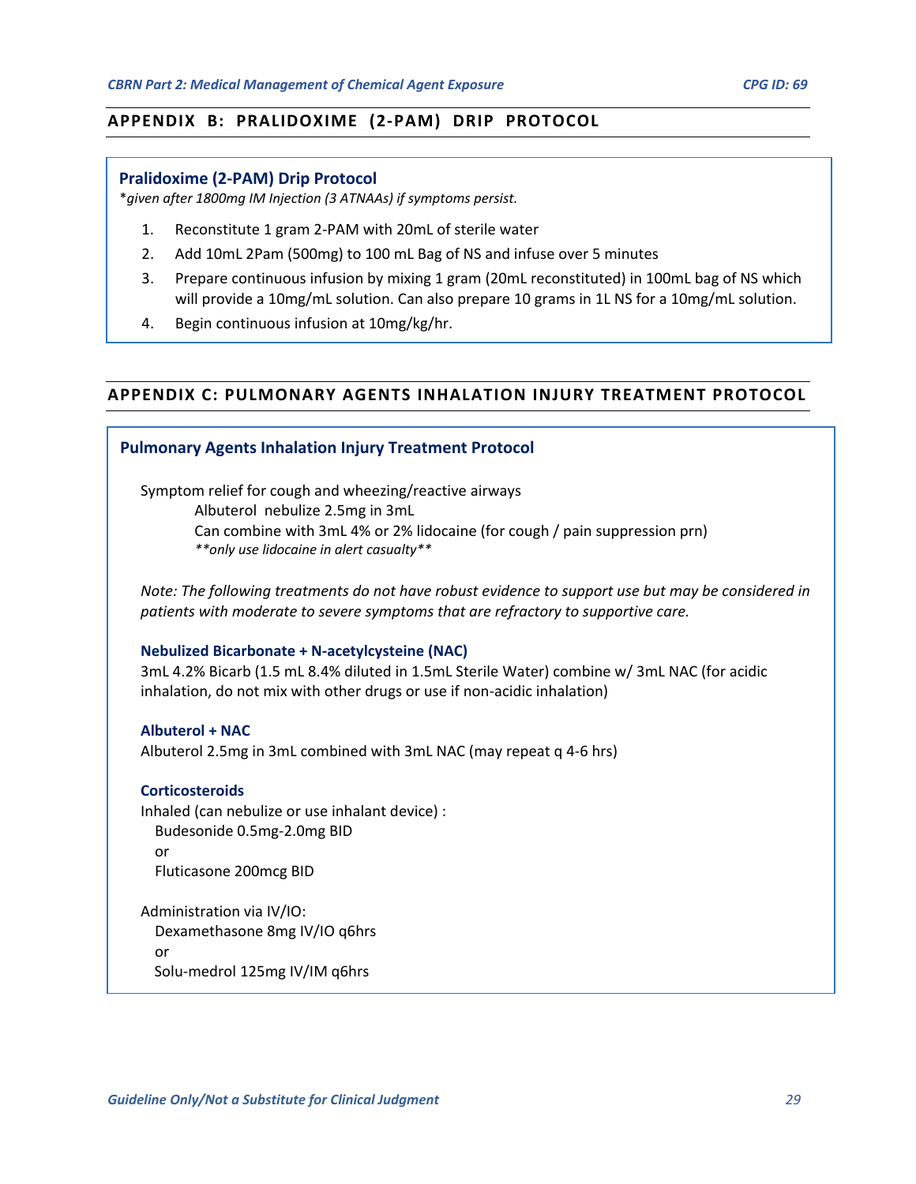## APPENDIX B: PRALIDOXIME (2-PAM) DRIP PROTOCOL

### Pralidoxime (2-PAM) Drip Protocol

*\*given after 1800mg IM Injection (3 ATNAAs) if symptoms persist.*

1. Reconstitute 1 gram 2-PAM with 20mL of sterile water
2. Add 10mL 2Pam (500mg) to 100 mL Bag of NS and infuse over 5 minutes
3. Prepare continuous infusion by mixing 1 gram (20mL reconstituted) in 100mL bag of NS which will provide a 10mg/mL solution. Can also prepare 10 grams in 1L NS for a 10mg/mL solution.
4. Begin continuous infusion at 10mg/kg/hr.

## APPENDIX C: PULMONARY AGENTS INHALATION INJURY TREATMENT PROTOCOL

### Pulmonary Agents Inhalation Injury Treatment Protocol

Symptom relief for cough and wheezing/reactive airways

Albuterol nebulize 2.5mg in 3mL

Can combine with 3mL 4% or 2% lidocaine (for cough / pain suppression prn)

***only use lidocaine in alert casualty***

*Note: The following treatments do not have robust evidence to support use but may be considered in patients with moderate to severe symptoms that are refractory to supportive care.*

#### Nebulized Bicarbonate + N-acetylcysteine (NAC)

3mL 4.2% Bicarb (1.5 mL 8.4% diluted in 1.5mL Sterile Water) combine w/ 3mL NAC (for acidic inhalation, do not mix with other drugs or use if non-acidic inhalation)

#### Albuterol + NAC

Albuterol 2.5mg in 3mL combined with 3mL NAC (may repeat q 4-6 hrs)

#### Corticosteroids

Inhaled (can nebulize or use inhalant device) :

Budesonide 0.5mg-2.0mg BID

or

Fluticasone 200mcg BID

Administration via IV/IO:

Dexamethasone 8mg IV/IO q6hrs

or

Solu-medrol 125mg IV/IM q6hrs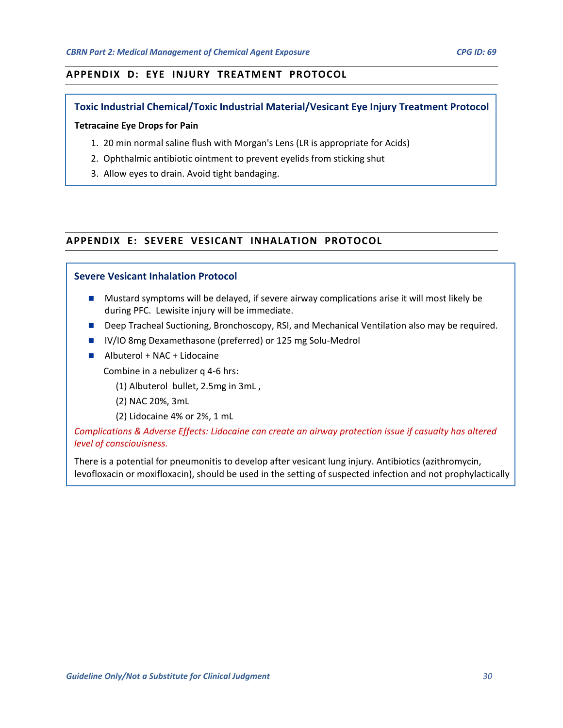## APPENDIX D: EYE INJURY TREATMENT PROTOCOL

### Toxic Industrial Chemical/Toxic Industrial Material/Vesicant Eye Injury Treatment Protocol

**Tetracaine Eye Drops for Pain**

1. 20 min normal saline flush with Morgan's Lens (LR is appropriate for Acids)
2. Ophthalmic antibiotic ointment to prevent eyelids from sticking shut
3. Allow eyes to drain. Avoid tight bandaging.

## APPENDIX E: SEVERE VESICANT INHALATION PROTOCOL

### Severe Vesicant Inhalation Protocol

- Mustard symptoms will be delayed, if severe airway complications arise it will most likely be during PFC. Lewisite injury will be immediate.
- Deep Tracheal Suctioning, Bronchoscopy, RSI, and Mechanical Ventilation also may be required.
- IV/IO 8mg Dexamethasone (preferred) or 125 mg Solu-Medrol
- Albuterol + NAC + Lidocaine

  Combine in a nebulizer q 4-6 hrs:

  (1) Albuterol bullet, 2.5mg in 3mL ,

  (2) NAC 20%, 3mL

  (2) Lidocaine 4% or 2%, 1 mL

*Complications & Adverse Effects: Lidocaine can create an airway protection issue if casualty has altered level of consciouisness.*

There is a potential for pneumonitis to develop after vesicant lung injury. Antibiotics (azithromycin, levofloxacin or moxifloxacin), should be used in the setting of suspected infection and not prophylactically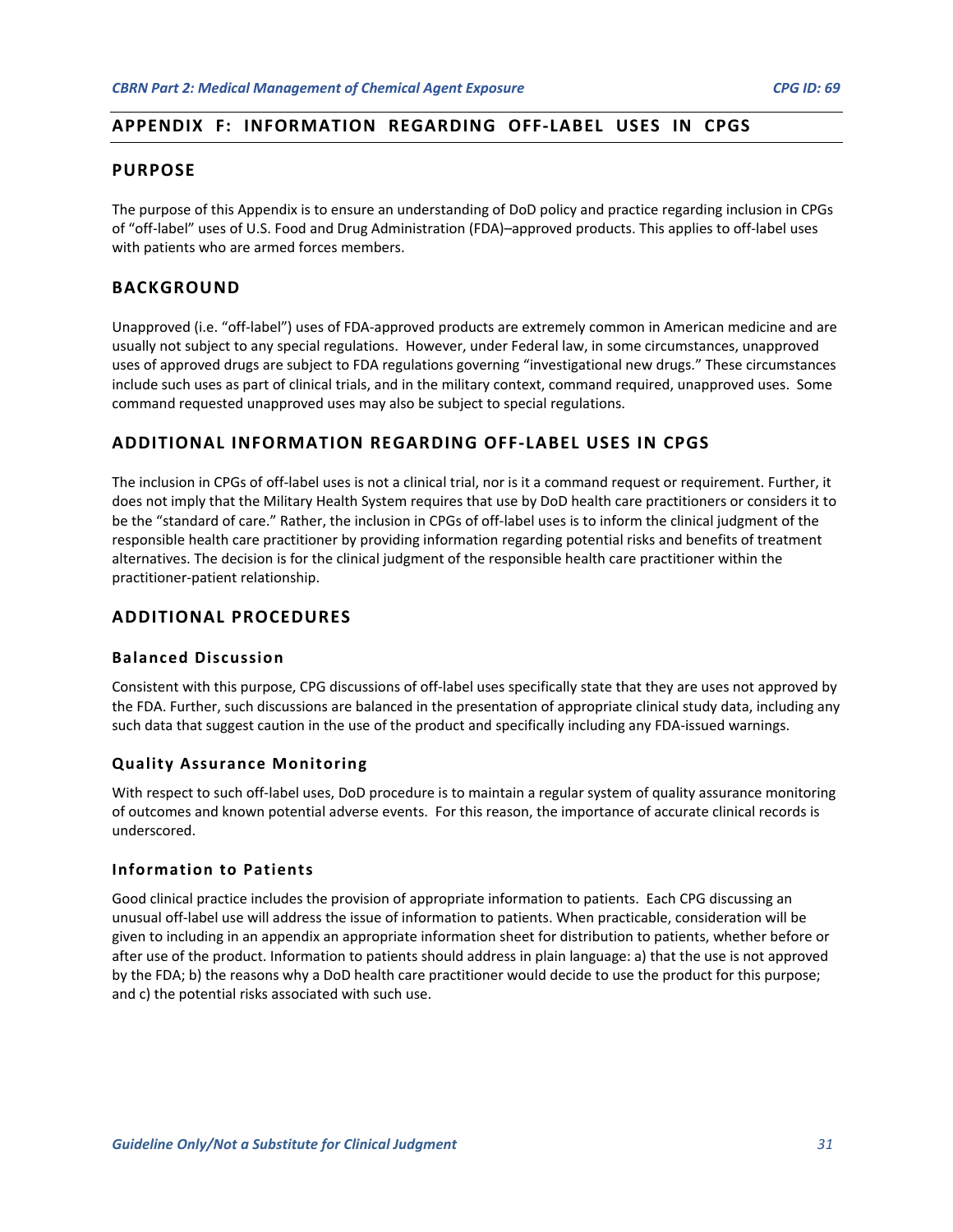## APPENDIX F: INFORMATION REGARDING OFF-LABEL USES IN CPGS

### PURPOSE

The purpose of this Appendix is to ensure an understanding of DoD policy and practice regarding inclusion in CPGs of "off-label" uses of U.S. Food and Drug Administration (FDA)–approved products. This applies to off-label uses with patients who are armed forces members.

### BACKGROUND

Unapproved (i.e. "off-label") uses of FDA-approved products are extremely common in American medicine and are usually not subject to any special regulations. However, under Federal law, in some circumstances, unapproved uses of approved drugs are subject to FDA regulations governing "investigational new drugs." These circumstances include such uses as part of clinical trials, and in the military context, command required, unapproved uses. Some command requested unapproved uses may also be subject to special regulations.

### ADDITIONAL INFORMATION REGARDING OFF-LABEL USES IN CPGS

The inclusion in CPGs of off-label uses is not a clinical trial, nor is it a command request or requirement. Further, it does not imply that the Military Health System requires that use by DoD health care practitioners or considers it to be the "standard of care." Rather, the inclusion in CPGs of off-label uses is to inform the clinical judgment of the responsible health care practitioner by providing information regarding potential risks and benefits of treatment alternatives. The decision is for the clinical judgment of the responsible health care practitioner within the practitioner-patient relationship.

### ADDITIONAL PROCEDURES

#### Balanced Discussion

Consistent with this purpose, CPG discussions of off-label uses specifically state that they are uses not approved by the FDA. Further, such discussions are balanced in the presentation of appropriate clinical study data, including any such data that suggest caution in the use of the product and specifically including any FDA-issued warnings.

#### Quality Assurance Monitoring

With respect to such off-label uses, DoD procedure is to maintain a regular system of quality assurance monitoring of outcomes and known potential adverse events. For this reason, the importance of accurate clinical records is underscored.

#### Information to Patients

Good clinical practice includes the provision of appropriate information to patients. Each CPG discussing an unusual off-label use will address the issue of information to patients. When practicable, consideration will be given to including in an appendix an appropriate information sheet for distribution to patients, whether before or after use of the product. Information to patients should address in plain language: a) that the use is not approved by the FDA; b) the reasons why a DoD health care practitioner would decide to use the product for this purpose; and c) the potential risks associated with such use.